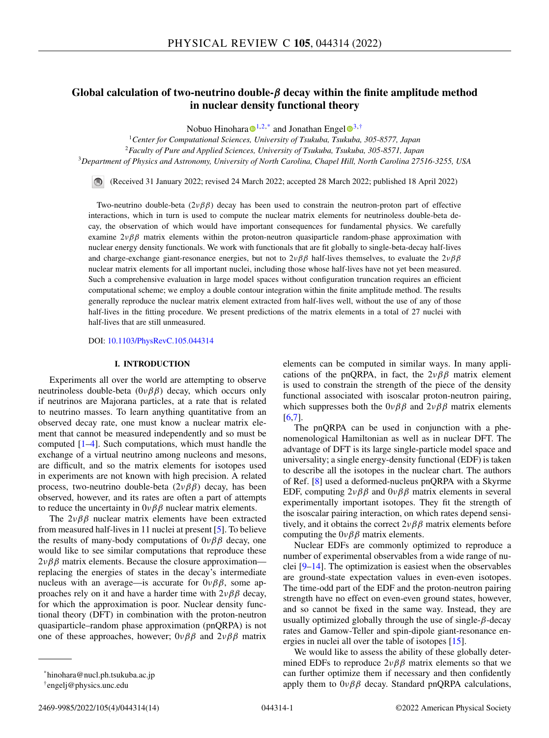# Global calculation of two-neutrino double-$\beta$ decay within the finite amplitude method in nuclear density functional theory

Nobuo Hinohara[1,2,*] and Jonathan Engel[3,†]

[1]*Center for Computational Sciences, University of Tsukuba, Tsukuba, 305-8577, Japan*
[2]*Faculty of Pure and Applied Sciences, University of Tsukuba, Tsukuba, 305-8571, Japan*
[3]*Department of Physics and Astronomy, University of North Carolina, Chapel Hill, North Carolina 27516-3255, USA*

(Received 31 January 2022; revised 24 March 2022; accepted 28 March 2022; published 18 April 2022)

Two-neutrino double-beta ($2\nu\beta\beta$) decay has been used to constrain the neutron-proton part of effective interactions, which in turn is used to compute the nuclear matrix elements for neutrinoless double-beta decay, the observation of which would have important consequences for fundamental physics. We carefully examine $2\nu\beta\beta$ matrix elements within the proton-neutron quasiparticle random-phase approximation with nuclear energy density functionals. We work with functionals that are fit globally to single-beta-decay half-lives and charge-exchange giant-resonance energies, but not to $2\nu\beta\beta$ half-lives themselves, to evaluate the $2\nu\beta\beta$ nuclear matrix elements for all important nuclei, including those whose half-lives have not yet been measured. Such a comprehensive evaluation in large model spaces without configuration truncation requires an efficient computational scheme; we employ a double contour integration within the finite amplitude method. The results generally reproduce the nuclear matrix element extracted from half-lives well, without the use of any of those half-lives in the fitting procedure. We present predictions of the matrix elements in a total of 27 nuclei with half-lives that are still unmeasured.

DOI: 10.1103/PhysRevC.105.044314

## I. INTRODUCTION

Experiments all over the world are attempting to observe neutrinoless double-beta ($0\nu\beta\beta$) decay, which occurs only if neutrinos are Majorana particles, at a rate that is related to neutrino masses. To learn anything quantitative from an observed decay rate, one must know a nuclear matrix element that cannot be measured independently and so must be computed [1–4]. Such computations, which must handle the exchange of a virtual neutrino among nucleons and mesons, are difficult, and so the matrix elements for isotopes used in experiments are not known with high precision. A related process, two-neutrino double-beta ($2\nu\beta\beta$) decay, has been observed, however, and its rates are often a part of attempts to reduce the uncertainty in $0\nu\beta\beta$ nuclear matrix elements.

The $2\nu\beta\beta$ nuclear matrix elements have been extracted from measured half-lives in 11 nuclei at present [5]. To believe the results of many-body computations of $0\nu\beta\beta$ decay, one would like to see similar computations that reproduce these $2\nu\beta\beta$ matrix elements. Because the closure approximation—replacing the energies of states in the decay's intermediate nucleus with an average—is accurate for $0\nu\beta\beta$, some approaches rely on it and have a harder time with $2\nu\beta\beta$ decay, for which the approximation is poor. Nuclear density functional theory (DFT) in combination with the proton-neutron quasiparticle–random phase approximation (pnQRPA) is not one of these approaches, however; $0\nu\beta\beta$ and $2\nu\beta\beta$ matrix elements can be computed in similar ways. In many applications of the pnQRPA, in fact, the $2\nu\beta\beta$ matrix element is used to constrain the strength of the piece of the density functional associated with isoscalar proton-neutron pairing, which suppresses both the $0\nu\beta\beta$ and $2\nu\beta\beta$ matrix elements [6,7].

The pnQRPA can be used in conjunction with a phenomenological Hamiltonian as well as in nuclear DFT. The advantage of DFT is its large single-particle model space and universality; a single energy-density functional (EDF) is taken to describe all the isotopes in the nuclear chart. The authors of Ref. [8] used a deformed-nucleus pnQRPA with a Skyrme EDF, computing $2\nu\beta\beta$ and $0\nu\beta\beta$ matrix elements in several experimentally important isotopes. They fit the strength of the isoscalar pairing interaction, on which rates depend sensitively, and it obtains the correct $2\nu\beta\beta$ matrix elements before computing the $0\nu\beta\beta$ matrix elements.

Nuclear EDFs are commonly optimized to reproduce a number of experimental observables from a wide range of nuclei [9–14]. The optimization is easiest when the observables are ground-state expectation values in even-even isotopes. The time-odd part of the EDF and the proton-neutron pairing strength have no effect on even-even ground states, however, and so cannot be fixed in the same way. Instead, they are usually optimized globally through the use of single-$\beta$-decay rates and Gamow-Teller and spin-dipole giant-resonance energies in nuclei all over the table of isotopes [15].

We would like to assess the ability of these globally determined EDFs to reproduce $2\nu\beta\beta$ matrix elements so that we can further optimize them if necessary and then confidently apply them to $0\nu\beta\beta$ decay. Standard pnQRPA calculations,

*hinohara@nucl.ph.tsukuba.ac.jp
†engelj@physics.unc.edu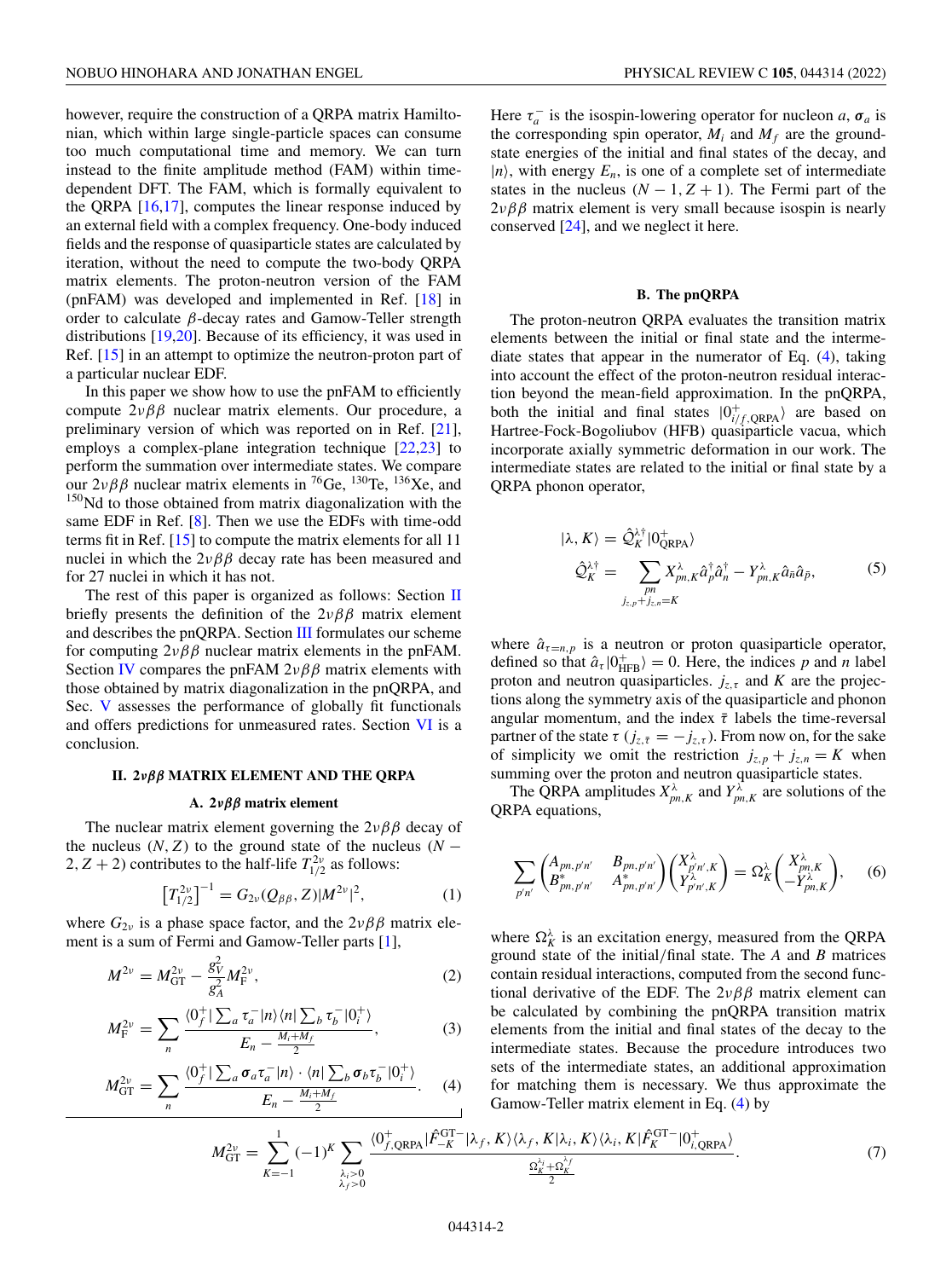however, require the construction of a QRPA matrix Hamiltonian, which within large single-particle spaces can consume too much computational time and memory. We can turn instead to the finite amplitude method (FAM) within time-dependent DFT. The FAM, which is formally equivalent to the QRPA [16,17], computes the linear response induced by an external field with a complex frequency. One-body induced fields and the response of quasiparticle states are calculated by iteration, without the need to compute the two-body QRPA matrix elements. The proton-neutron version of the FAM (pnFAM) was developed and implemented in Ref. [18] in order to calculate $\beta$-decay rates and Gamow-Teller strength distributions [19,20]. Because of its efficiency, it was used in Ref. [15] in an attempt to optimize the neutron-proton part of a particular nuclear EDF.

In this paper we show how to use the pnFAM to efficiently compute $2\nu\beta\beta$ nuclear matrix elements. Our procedure, a preliminary version of which was reported on in Ref. [21], employs a complex-plane integration technique [22,23] to perform the summation over intermediate states. We compare our $2\nu\beta\beta$ nuclear matrix elements in $^{76}$Ge, $^{130}$Te, $^{136}$Xe, and $^{150}$Nd to those obtained from matrix diagonalization with the same EDF in Ref. [8]. Then we use the EDFs with time-odd terms fit in Ref. [15] to compute the matrix elements for all 11 nuclei in which the $2\nu\beta\beta$ decay rate has been measured and for 27 nuclei in which it has not.

The rest of this paper is organized as follows: Section II briefly presents the definition of the $2\nu\beta\beta$ matrix element and describes the pnQRPA. Section III formulates our scheme for computing $2\nu\beta\beta$ nuclear matrix elements in the pnFAM. Section IV compares the pnFAM $2\nu\beta\beta$ matrix elements with those obtained by matrix diagonalization in the pnQRPA, and Sec. V assesses the performance of globally fit functionals and offers predictions for unmeasured rates. Section VI is a conclusion.

## II. $2\nu\beta\beta$ MATRIX ELEMENT AND THE QRPA

### A. $2\nu\beta\beta$ matrix element

The nuclear matrix element governing the $2\nu\beta\beta$ decay of the nucleus $(N, Z)$ to the ground state of the nucleus $(N-2, Z+2)$ contributes to the half-life $T_{1/2}^{2\nu}$ as follows:

$$\left[T_{1/2}^{2\nu}\right]^{-1} = G_{2\nu}(Q_{\beta\beta}, Z)|M^{2\nu}|^2, \tag{1}$$

where $G_{2\nu}$ is a phase space factor, and the $2\nu\beta\beta$ matrix element is a sum of Fermi and Gamow-Teller parts [1],

$$M^{2\nu} = M_{\rm GT}^{2\nu} - \frac{g_V^2}{g_A^2}M_{\rm F}^{2\nu}, \tag{2}$$

$$M_{\rm F}^{2\nu} = \sum_n \frac{\langle 0_f^+|\sum_a \tau_a^-|n\rangle\langle n|\sum_b \tau_b^-|0_i^+\rangle}{E_n - \frac{M_i+M_f}{2}}, \tag{3}$$

$$M_{\rm GT}^{2\nu} = \sum_n \frac{\langle 0_f^+|\sum_a \boldsymbol{\sigma}_a\tau_a^-|n\rangle\cdot\langle n|\sum_b \boldsymbol{\sigma}_b\tau_b^-|0_i^+\rangle}{E_n - \frac{M_i+M_f}{2}}. \tag{4}$$

Here $\tau_a^-$ is the isospin-lowering operator for nucleon $a$, $\boldsymbol{\sigma}_a$ is the corresponding spin operator, $M_i$ and $M_f$ are the ground-state energies of the initial and final states of the decay, and $|n\rangle$, with energy $E_n$, is one of a complete set of intermediate states in the nucleus $(N-1, Z+1)$. The Fermi part of the $2\nu\beta\beta$ matrix element is very small because isospin is nearly conserved [24], and we neglect it here.

### B. The pnQRPA

The proton-neutron QRPA evaluates the transition matrix elements between the initial or final state and the intermediate states that appear in the numerator of Eq. (4), taking into account the effect of the proton-neutron residual interaction beyond the mean-field approximation. In the pnQRPA, both the initial and final states $|0^+_{i/f,\rm QRPA}\rangle$ are based on Hartree-Fock-Bogoliubov (HFB) quasiparticle vacua, which incorporate axially symmetric deformation in our work. The intermediate states are related to the initial or final state by a QRPA phonon operator,

$$|\lambda, K\rangle = \hat{\mathcal{Q}}_K^{\lambda\dagger}|0^+_{\rm QRPA}\rangle$$
$$\hat{\mathcal{Q}}_K^{\lambda\dagger} = \sum_{\substack{pn \\ j_{z,p}+j_{z,n}=K}} X^\lambda_{pn,K}\hat{a}_p^\dagger\hat{a}_n^\dagger - Y^\lambda_{pn,K}\hat{a}_{\bar{n}}\hat{a}_{\bar{p}}, \tag{5}$$

where $\hat{a}_{\tau=n,p}$ is a neutron or proton quasiparticle operator, defined so that $\hat{a}_\tau|0^+_{\rm HFB}\rangle = 0$. Here, the indices $p$ and $n$ label proton and neutron quasiparticles. $j_{z,\tau}$ and $K$ are the projections along the symmetry axis of the quasiparticle and phonon angular momentum, and the index $\bar{\tau}$ labels the time-reversal partner of the state $\tau$ ($j_{z,\bar{\tau}} = -j_{z,\tau}$). From now on, for the sake of simplicity we omit the restriction $j_{z,p}+j_{z,n}=K$ when summing over the proton and neutron quasiparticle states.

The QRPA amplitudes $X^\lambda_{pn,K}$ and $Y^\lambda_{pn,K}$ are solutions of the QRPA equations,

$$\sum_{p'n'}\begin{pmatrix} A_{pn,p'n'} & B_{pn,p'n'} \\ B^*_{pn,p'n'} & A^*_{pn,p'n'}\end{pmatrix}\begin{pmatrix} X^\lambda_{p'n',K} \\ Y^\lambda_{p'n',K}\end{pmatrix} = \Omega_K^\lambda\begin{pmatrix} X^\lambda_{pn,K} \\ -Y^\lambda_{pn,K}\end{pmatrix}, \tag{6}$$

where $\Omega_K^\lambda$ is an excitation energy, measured from the QRPA ground state of the initial/final state. The $A$ and $B$ matrices contain residual interactions, computed from the second functional derivative of the EDF. The $2\nu\beta\beta$ matrix element can be calculated by combining the pnQRPA transition matrix elements from the initial and final states of the decay to the intermediate states. Because the procedure introduces two sets of the intermediate states, an additional approximation for matching them is necessary. We thus approximate the Gamow-Teller matrix element in Eq. (4) by

$$M_{\rm GT}^{2\nu} = \sum_{K=-1}^{1}(-1)^K\sum_{\substack{\lambda_i>0 \\ \lambda_f>0}}\frac{\langle 0^+_{f,\rm QRPA}|\hat{F}^{\rm GT-}_{-K}|\lambda_f, K\rangle\langle\lambda_f, K|\lambda_i, K\rangle\langle\lambda_i, K|\hat{F}^{\rm GT-}_K|0^+_{i,\rm QRPA}\rangle}{\frac{\Omega_K^{\lambda_i}+\Omega_K^{\lambda_f}}{2}}. \tag{7}$$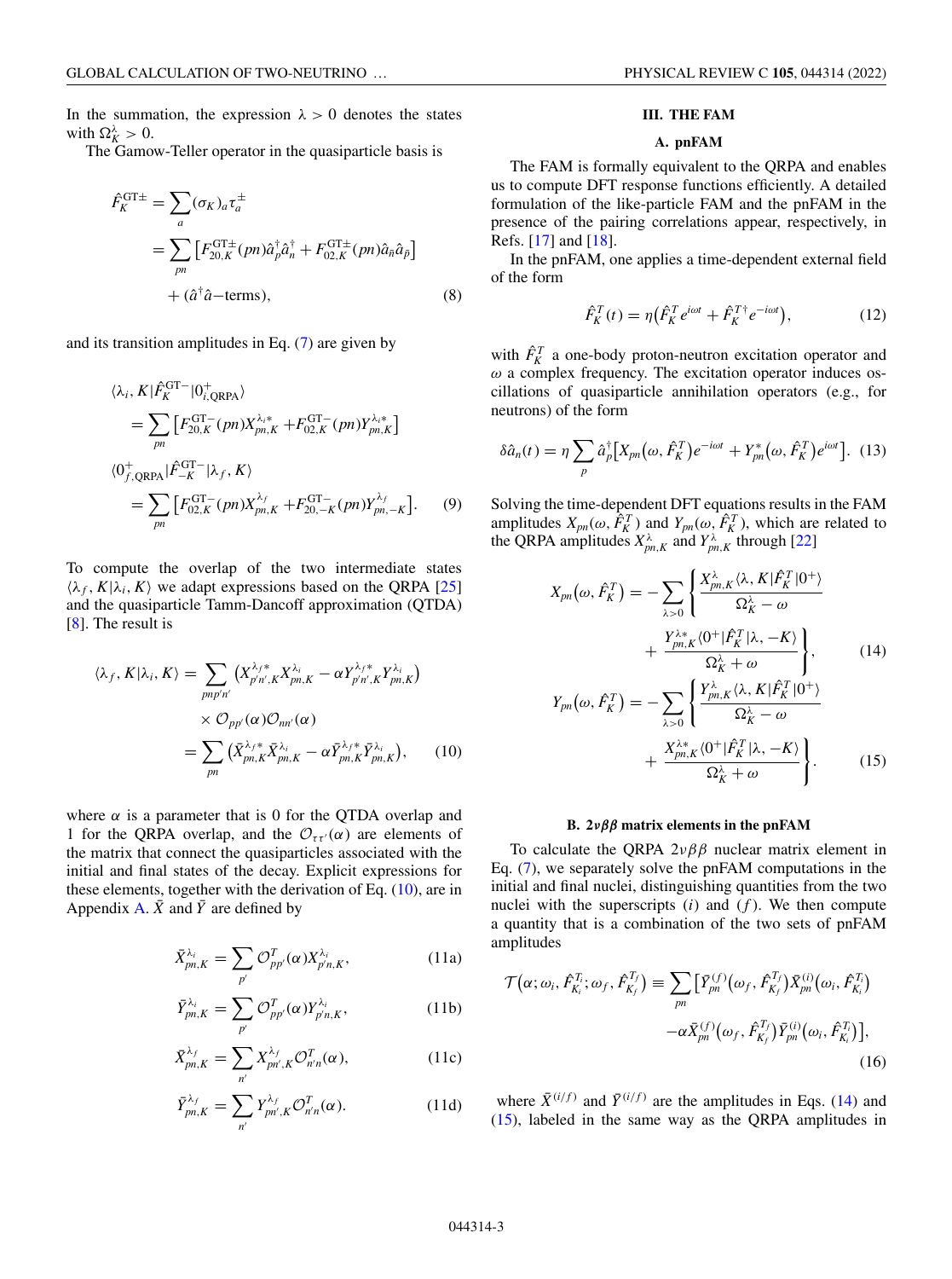In the summation, the expression $\lambda > 0$ denotes the states with $\Omega_K^\lambda > 0$.

The Gamow-Teller operator in the quasiparticle basis is

$$\hat{F}_K^{\mathrm{GT}\pm} = \sum_a (\sigma_K)_a \tau_a^\pm$$
$$= \sum_{pn} \left[ F_{20,K}^{\mathrm{GT}\pm}(pn) \hat{a}_p^\dagger \hat{a}_n^\dagger + F_{02,K}^{\mathrm{GT}\pm}(pn) \hat{a}_{\bar{n}} \hat{a}_{\bar{p}} \right]$$
$$+ (\hat{a}^\dagger \hat{a}\text{–terms}), \tag{8}$$

and its transition amplitudes in Eq. (7) are given by

$$\langle \lambda_i, K | \hat{F}_K^{\mathrm{GT}-} | 0^+_{i,\mathrm{QRPA}} \rangle$$
$$= \sum_{pn} \left[ F_{20,K}^{\mathrm{GT}-}(pn) X_{pn,K}^{\lambda_i *} + F_{02,K}^{\mathrm{GT}-}(pn) Y_{pn,K}^{\lambda_i *} \right]$$
$$\langle 0^+_{f,\mathrm{QRPA}} | \hat{F}_{-K}^{\mathrm{GT}-} | \lambda_f, K \rangle$$
$$= \sum_{pn} \left[ F_{02,K}^{\mathrm{GT}-}(pn) X_{pn,K}^{\lambda_f} + F_{20,-K}^{\mathrm{GT}-}(pn) Y_{pn,-K}^{\lambda_f} \right]. \tag{9}$$

To compute the overlap of the two intermediate states $\langle \lambda_f, K | \lambda_i, K \rangle$ we adapt expressions based on the QRPA [25] and the quasiparticle Tamm-Dancoff approximation (QTDA) [8]. The result is

$$\langle \lambda_f, K | \lambda_i, K \rangle = \sum_{pnp'n'} \left( X_{p'n',K}^{\lambda_f *} X_{pn,K}^{\lambda_i} - \alpha Y_{p'n',K}^{\lambda_f *} Y_{pn,K}^{\lambda_i} \right)$$
$$\times \mathcal{O}_{pp'}(\alpha) \mathcal{O}_{nn'}(\alpha)$$
$$= \sum_{pn} \left( \bar{X}_{pn,K}^{\lambda_f *} \bar{X}_{pn,K}^{\lambda_i} - \alpha \bar{Y}_{pn,K}^{\lambda_f *} \bar{Y}_{pn,K}^{\lambda_i} \right), \tag{10}$$

where $\alpha$ is a parameter that is 0 for the QTDA overlap and 1 for the QRPA overlap, and the $\mathcal{O}_{\tau\tau'}(\alpha)$ are elements of the matrix that connect the quasiparticles associated with the initial and final states of the decay. Explicit expressions for these elements, together with the derivation of Eq. (10), are in Appendix A. $\bar{X}$ and $\bar{Y}$ are defined by

$$\bar{X}_{pn,K}^{\lambda_i} = \sum_{p'} \mathcal{O}_{pp'}^T(\alpha) X_{p'n,K}^{\lambda_i}, \tag{11a}$$

$$\bar{Y}_{pn,K}^{\lambda_i} = \sum_{p'} \mathcal{O}_{pp'}^T(\alpha) Y_{p'n,K}^{\lambda_i}, \tag{11b}$$

$$\bar{X}_{pn,K}^{\lambda_f} = \sum_{n'} X_{pn',K}^{\lambda_f} \mathcal{O}_{n'n}^T(\alpha), \tag{11c}$$

$$\bar{Y}_{pn,K}^{\lambda_f} = \sum_{n'} Y_{pn',K}^{\lambda_f} \mathcal{O}_{n'n}^T(\alpha). \tag{11d}$$

## III. THE FAM

### A. pnFAM

The FAM is formally equivalent to the QRPA and enables us to compute DFT response functions efficiently. A detailed formulation of the like-particle FAM and the pnFAM in the presence of the pairing correlations appear, respectively, in Refs. [17] and [18].

In the pnFAM, one applies a time-dependent external field of the form

$$\hat{F}_K^T(t) = \eta \left( \hat{F}_K^T e^{i\omega t} + \hat{F}_K^{T\dagger} e^{-i\omega t} \right), \tag{12}$$

with $\hat{F}_K^T$ a one-body proton-neutron excitation operator and $\omega$ a complex frequency. The excitation operator induces oscillations of quasiparticle annihilation operators (e.g., for neutrons) of the form

$$\delta \hat{a}_n(t) = \eta \sum_p \hat{a}_p^\dagger \left[ X_{pn}(\omega, \hat{F}_K^T) e^{-i\omega t} + Y_{pn}^*(\omega, \hat{F}_K^T) e^{i\omega t} \right]. \tag{13}$$

Solving the time-dependent DFT equations results in the FAM amplitudes $X_{pn}(\omega, \hat{F}_K^T)$ and $Y_{pn}(\omega, \hat{F}_K^T)$, which are related to the QRPA amplitudes $X_{pn,K}^\lambda$ and $Y_{pn,K}^\lambda$ through [22]

$$X_{pn}(\omega, \hat{F}_K^T) = -\sum_{\lambda > 0} \left\{ \frac{X_{pn,K}^\lambda \langle \lambda, K | \hat{F}_K^T | 0^+ \rangle}{\Omega_K^\lambda - \omega} + \frac{Y_{pn,K}^{\lambda *} \langle 0^+ | \hat{F}_K^T | \lambda, -K \rangle}{\Omega_K^\lambda + \omega} \right\}, \tag{14}$$

$$Y_{pn}(\omega, \hat{F}_K^T) = -\sum_{\lambda > 0} \left\{ \frac{Y_{pn,K}^\lambda \langle \lambda, K | \hat{F}_K^T | 0^+ \rangle}{\Omega_K^\lambda - \omega} + \frac{X_{pn,K}^{\lambda *} \langle 0^+ | \hat{F}_K^T | \lambda, -K \rangle}{\Omega_K^\lambda + \omega} \right\}. \tag{15}$$

### B. $2\nu\beta\beta$ matrix elements in the pnFAM

To calculate the QRPA $2\nu\beta\beta$ nuclear matrix element in Eq. (7), we separately solve the pnFAM computations in the initial and final nuclei, distinguishing quantities from the two nuclei with the superscripts $(i)$ and $(f)$. We then compute a quantity that is a combination of the two sets of pnFAM amplitudes

$$\mathcal{T}(\alpha; \omega_i, \hat{F}_{K_i}^{T_i}; \omega_f, \hat{F}_{K_f}^{T_f}) \equiv \sum_{pn} \left[ \bar{Y}_{pn}^{(f)}(\omega_f, \hat{F}_{K_f}^{T_f}) \bar{X}_{pn}^{(i)}(\omega_i, \hat{F}_{K_i}^{T_i}) - \alpha \bar{X}_{pn}^{(f)}(\omega_f, \hat{F}_{K_f}^{T_f}) \bar{Y}_{pn}^{(i)}(\omega_i, \hat{F}_{K_i}^{T_i}) \right], \tag{16}$$

where $\bar{X}^{(i/f)}$ and $\bar{Y}^{(i/f)}$ are the amplitudes in Eqs. (14) and (15), labeled in the same way as the QRPA amplitudes in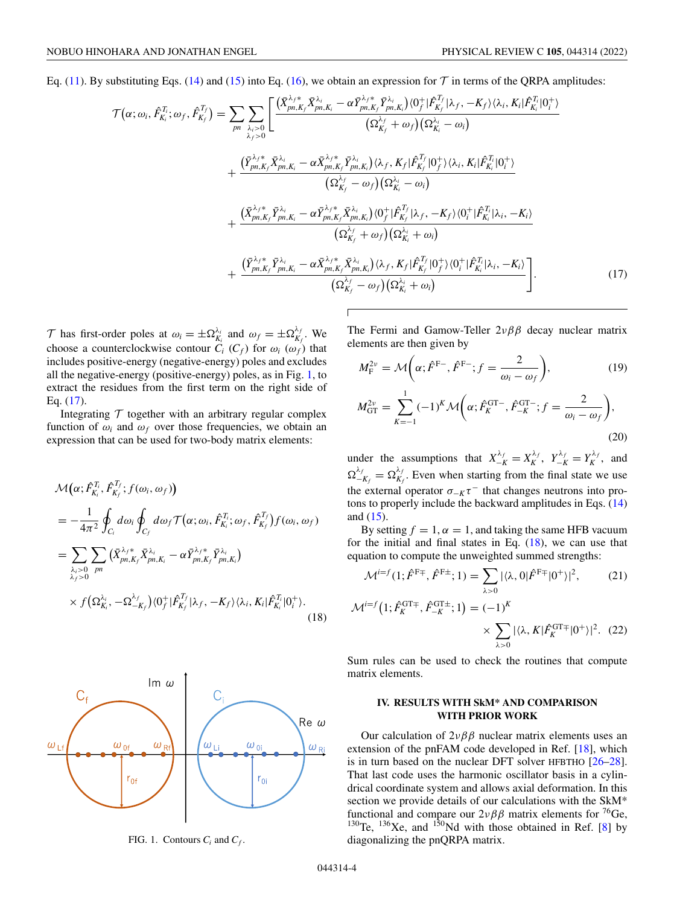Eq. (11). By substituting Eqs. (14) and (15) into Eq. (16), we obtain an expression for $\mathcal{T}$ in terms of the QRPA amplitudes:

$$
\begin{aligned}
\mathcal{T}\big(\alpha;\omega_i,\hat{F}^{T_i}_{K_i};\omega_f,\hat{F}^{T_f}_{K_f}\big) = \sum_{pn}\sum_{\substack{\lambda_i>0\\ \lambda_f>0}}\Bigg[&\frac{\big(\bar{X}^{\lambda_f *}_{pn,K_f}\bar{X}^{\lambda_i}_{pn,K_i}-\alpha\bar{Y}^{\lambda_f *}_{pn,K_f}\bar{Y}^{\lambda_i}_{pn,K_i}\big)\langle 0^+_f|\hat{F}^{T_f}_{K_f}|\lambda_f,-K_f\rangle\langle\lambda_i,K_i|\hat{F}^{T_i}_{K_i}|0^+_i\rangle}{\big(\Omega^{\lambda_f}_{K_f}+\omega_f\big)\big(\Omega^{\lambda_i}_{K_i}-\omega_i\big)}\\
&+\frac{\big(\bar{Y}^{\lambda_f *}_{pn,K_f}\bar{X}^{\lambda_i}_{pn,K_i}-\alpha\bar{X}^{\lambda_f *}_{pn,K_f}\bar{Y}^{\lambda_i}_{pn,K_i}\big)\langle\lambda_f,K_f|\hat{F}^{T_f}_{K_f}|0^+_f\rangle\langle\lambda_i,K_i|\hat{F}^{T_i}_{K_i}|0^+_i\rangle}{\big(\Omega^{\lambda_f}_{K_f}-\omega_f\big)\big(\Omega^{\lambda_i}_{K_i}-\omega_i\big)}\\
&+\frac{\big(\bar{X}^{\lambda_f *}_{pn,K_f}\bar{Y}^{\lambda_i}_{pn,K_i}-\alpha\bar{Y}^{\lambda_f *}_{pn,K_f}\bar{X}^{\lambda_i}_{pn,K_i}\big)\langle 0^+_f|\hat{F}^{T_f}_{K_f}|\lambda_f,-K_f\rangle\langle 0^+_i|\hat{F}^{T_i}_{K_i}|\lambda_i,-K_i\rangle}{\big(\Omega^{\lambda_f}_{K_f}+\omega_f\big)\big(\Omega^{\lambda_i}_{K_i}+\omega_i\big)}\\
&+\frac{\big(\bar{Y}^{\lambda_f *}_{pn,K_f}\bar{Y}^{\lambda_i}_{pn,K_i}-\alpha\bar{X}^{\lambda_f *}_{pn,K_f}\bar{X}^{\lambda_i}_{pn,K_i}\big)\langle\lambda_f,K_f|\hat{F}^{T_f}_{K_f}|0^+_f\rangle\langle 0^+_i|\hat{F}^{T_i}_{K_i}|\lambda_i,-K_i\rangle}{\big(\Omega^{\lambda_f}_{K_f}-\omega_f\big)\big(\Omega^{\lambda_i}_{K_i}+\omega_i\big)}\Bigg].
\end{aligned}
\tag{17}
$$

$\mathcal{T}$ has first-order poles at $\omega_i=\pm\Omega^{\lambda_i}_{K_i}$ and $\omega_f=\pm\Omega^{\lambda_f}_{K_f}$. We choose a counterclockwise contour $C_i$ ($C_f$) for $\omega_i$ ($\omega_f$) that includes positive-energy (negative-energy) poles and excludes all the negative-energy (positive-energy) poles, as in Fig. 1, to extract the residues from the first term on the right side of Eq. (17).

Integrating $\mathcal{T}$ together with an arbitrary regular complex function of $\omega_i$ and $\omega_f$ over those frequencies, we obtain an expression that can be used for two-body matrix elements:

$$
\begin{aligned}
&\mathcal{M}\big(\alpha;\hat{F}^{T_i}_{K_i},\hat{F}^{T_f}_{K_f};f(\omega_i,\omega_f)\big)\\
&= -\frac{1}{4\pi^2}\oint_{C_i}d\omega_i\oint_{C_f}d\omega_f\,\mathcal{T}\big(\alpha;\omega_i,\hat{F}^{T_i}_{K_i};\omega_f,\hat{F}^{T_f}_{K_f}\big)f(\omega_i,\omega_f)\\
&= \sum_{\substack{\lambda_i>0\\ \lambda_f>0}}\sum_{pn}\big(\bar{X}^{\lambda_f *}_{pn,K_f}\bar{X}^{\lambda_i}_{pn,K_i}-\alpha\bar{Y}^{\lambda_f *}_{pn,K_f}\bar{Y}^{\lambda_i}_{pn,K_i}\big)\\
&\quad\times f\big(\Omega^{\lambda_i}_{K_i},-\Omega^{\lambda_f}_{-K_f}\big)\langle 0^+_f|\hat{F}^{T_f}_{K_f}|\lambda_f,-K_f\rangle\langle\lambda_i,K_i|\hat{F}^{T_i}_{K_i}|0^+_i\rangle.
\end{aligned}
\tag{18}
$$

FIG. 1. Contours $C_i$ and $C_f$.

The Fermi and Gamow-Teller $2\nu\beta\beta$ decay nuclear matrix elements are then given by

$$
M^{2\nu}_{\mathrm{F}} = \mathcal{M}\left(\alpha;\hat{F}^{\mathrm{F}-},\hat{F}^{\mathrm{F}-};f=\frac{2}{\omega_i-\omega_f}\right),\tag{19}
$$

$$
M^{2\nu}_{\mathrm{GT}} = \sum_{K=-1}^{1}(-1)^K\mathcal{M}\left(\alpha;\hat{F}^{\mathrm{GT}-}_{K},\hat{F}^{\mathrm{GT}-}_{-K};f=\frac{2}{\omega_i-\omega_f}\right),\tag{20}
$$

under the assumptions that $X^{\lambda_f}_{-K}=X^{\lambda_f}_{K}$, $Y^{\lambda_f}_{-K}=Y^{\lambda_f}_{K}$, and $\Omega^{\lambda_f}_{-K_f}=\Omega^{\lambda_f}_{K_f}$. Even when starting from the final state we use the external operator $\sigma_{-K}\tau^-$ that changes neutrons into protons to properly include the backward amplitudes in Eqs. (14) and (15).

By setting $f=1,\alpha=1$, and taking the same HFB vacuum for the initial and final states in Eq. (18), we can use that equation to compute the unweighted summed strengths:

$$
\mathcal{M}^{i=f}(1;\hat{F}^{\mathrm{F}\mp},\hat{F}^{\mathrm{F}\pm};1) = \sum_{\lambda>0}|\langle\lambda,0|\hat{F}^{\mathrm{F}\mp}|0^+\rangle|^2,\tag{21}
$$

$$
\mathcal{M}^{i=f}\big(1;\hat{F}^{\mathrm{GT}\mp}_{K},\hat{F}^{\mathrm{GT}\pm}_{-K};1\big) = (-1)^K\sum_{\lambda>0}|\langle\lambda,K|\hat{F}^{\mathrm{GT}\mp}_{K}|0^+\rangle|^2.\tag{22}
$$

Sum rules can be used to check the routines that compute matrix elements.

## IV. RESULTS WITH SkM* AND COMPARISON WITH PRIOR WORK

Our calculation of $2\nu\beta\beta$ nuclear matrix elements uses an extension of the pnFAM code developed in Ref. [18], which is in turn based on the nuclear DFT solver HFBTHO [26–28]. That last code uses the harmonic oscillator basis in a cylindrical coordinate system and allows axial deformation. In this section we provide details of our calculations with the SkM* functional and compare our $2\nu\beta\beta$ matrix elements for $^{76}$Ge, $^{130}$Te, $^{136}$Xe, and $^{150}$Nd with those obtained in Ref. [8] by diagonalizing the pnQRPA matrix.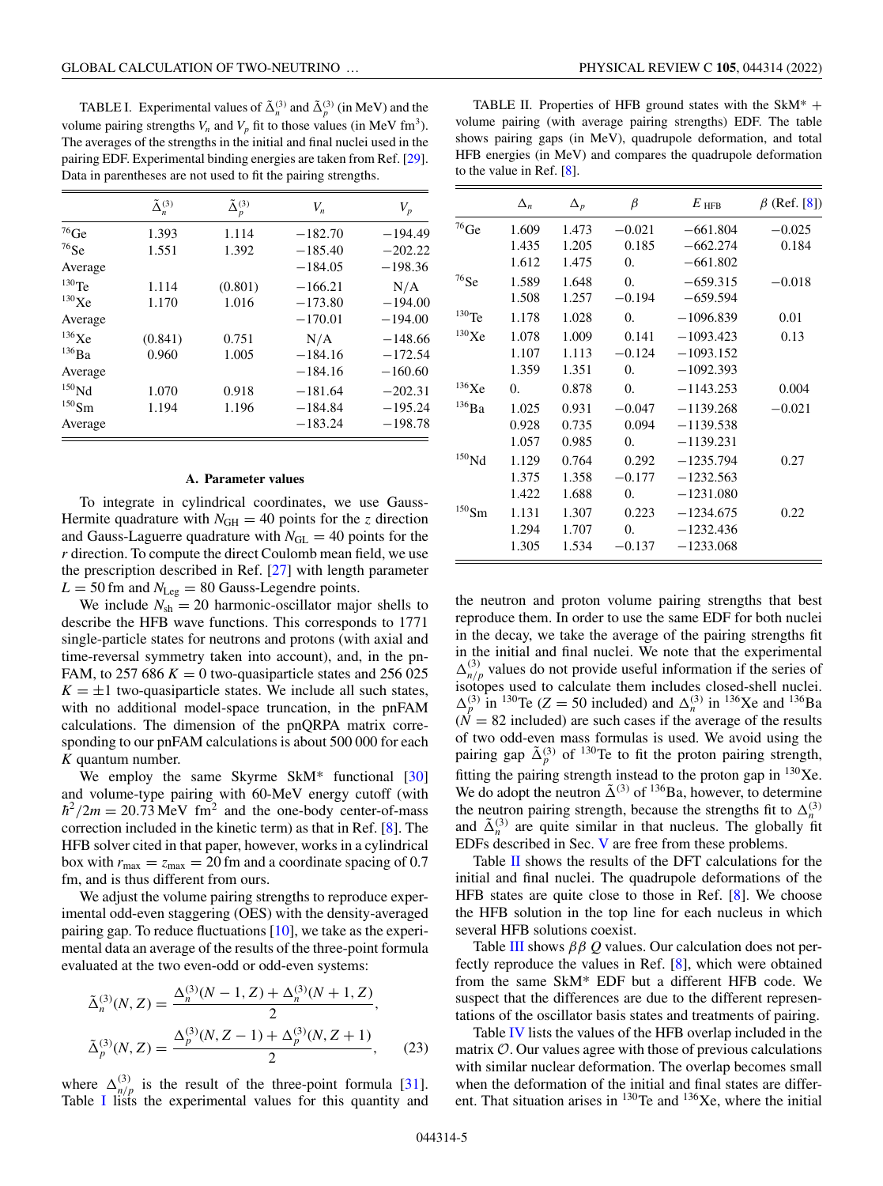TABLE I. Experimental values of $\tilde{\Delta}_n^{(3)}$ and $\tilde{\Delta}_p^{(3)}$ (in MeV) and the volume pairing strengths $V_n$ and $V_p$ fit to those values (in MeV fm$^3$). The averages of the strengths in the initial and final nuclei used in the pairing EDF. Experimental binding energies are taken from Ref. [29]. Data in parentheses are not used to fit the pairing strengths.

| | $\tilde{\Delta}_n^{(3)}$ | $\tilde{\Delta}_p^{(3)}$ | $V_n$ | $V_p$ |
|---|---|---|---|---|
| $^{76}$Ge | 1.393 | 1.114 | −182.70 | −194.49 |
| $^{76}$Se | 1.551 | 1.392 | −185.40 | −202.22 |
| Average | | | −184.05 | −198.36 |
| $^{130}$Te | 1.114 | (0.801) | −166.21 | N/A |
| $^{130}$Xe | 1.170 | 1.016 | −173.80 | −194.00 |
| Average | | | −170.01 | −194.00 |
| $^{136}$Xe | (0.841) | 0.751 | N/A | −148.66 |
| $^{136}$Ba | 0.960 | 1.005 | −184.16 | −172.54 |
| Average | | | −184.16 | −160.60 |
| $^{150}$Nd | 1.070 | 0.918 | −181.64 | −202.31 |
| $^{150}$Sm | 1.194 | 1.196 | −184.84 | −195.24 |
| Average | | | −183.24 | −198.78 |

### A. Parameter values

To integrate in cylindrical coordinates, we use Gauss-Hermite quadrature with $N_{\rm GH} = 40$ points for the $z$ direction and Gauss-Laguerre quadrature with $N_{\rm GL} = 40$ points for the $r$ direction. To compute the direct Coulomb mean field, we use the prescription described in Ref. [27] with length parameter $L = 50$ fm and $N_{\rm Leg} = 80$ Gauss-Legendre points.

We include $N_{\rm sh} = 20$ harmonic-oscillator major shells to describe the HFB wave functions. This corresponds to 1771 single-particle states for neutrons and protons (with axial and time-reversal symmetry taken into account), and, in the pnFAM, to 257 686 $K = 0$ two-quasiparticle states and 256 025 $K = \pm 1$ two-quasiparticle states. We include all such states, with no additional model-space truncation, in the pnFAM calculations. The dimension of the pnQRPA matrix corresponding to our pnFAM calculations is about 500 000 for each $K$ quantum number.

We employ the same Skyrme SkM* functional [30] and volume-type pairing with 60-MeV energy cutoff (with $\hbar^2/2m = 20.73$ MeV fm$^2$ and the one-body center-of-mass correction included in the kinetic term) as that in Ref. [8]. The HFB solver cited in that paper, however, works in a cylindrical box with $r_{\rm max} = z_{\rm max} = 20$ fm and a coordinate spacing of 0.7 fm, and is thus different from ours.

We adjust the volume pairing strengths to reproduce experimental odd-even staggering (OES) with the density-averaged pairing gap. To reduce fluctuations [10], we take as the experimental data an average of the results of the three-point formula evaluated at the two even-odd or odd-even systems:

$$\tilde{\Delta}_n^{(3)}(N,Z) = \frac{\Delta_n^{(3)}(N-1,Z) + \Delta_n^{(3)}(N+1,Z)}{2},$$
$$\tilde{\Delta}_p^{(3)}(N,Z) = \frac{\Delta_p^{(3)}(N,Z-1) + \Delta_p^{(3)}(N,Z+1)}{2}, \qquad (23)$$

where $\Delta_{n/p}^{(3)}$ is the result of the three-point formula [31]. Table I lists the experimental values for this quantity and the neutron and proton volume pairing strengths that best reproduce them. In order to use the same EDF for both nuclei in the decay, we take the average of the pairing strengths fit in the initial and final nuclei. We note that the experimental $\Delta_{n/p}^{(3)}$ values do not provide useful information if the series of isotopes used to calculate them includes closed-shell nuclei. $\Delta_p^{(3)}$ in $^{130}$Te ($Z = 50$ included) and $\Delta_n^{(3)}$ in $^{136}$Xe and $^{136}$Ba ($N = 82$ included) are such cases if the average of the results of two odd-even mass formulas is used. We avoid using the pairing gap $\tilde{\Delta}_p^{(3)}$ of $^{130}$Te to fit the proton pairing strength, fitting the pairing strength instead to the proton gap in $^{130}$Xe. We do adopt the neutron $\tilde{\Delta}^{(3)}$ of $^{136}$Ba, however, to determine the neutron pairing strength, because the strengths fit to $\Delta_n^{(3)}$ and $\tilde{\Delta}_n^{(3)}$ are quite similar in that nucleus. The globally fit EDFs described in Sec. V are free from these problems.

TABLE II. Properties of HFB ground states with the SkM* + volume pairing (with average pairing strengths) EDF. The table shows pairing gaps (in MeV), quadrupole deformation, and total HFB energies (in MeV) and compares the quadrupole deformation to the value in Ref. [8].

| | $\Delta_n$ | $\Delta_p$ | $\beta$ | $E_{\rm HFB}$ | $\beta$ (Ref. [8]) |
|---|---|---|---|---|---|
| $^{76}$Ge | 1.609 | 1.473 | −0.021 | −661.804 | −0.025 |
| | 1.435 | 1.205 | 0.185 | −662.274 | 0.184 |
| | 1.612 | 1.475 | 0. | −661.802 | |
| $^{76}$Se | 1.589 | 1.648 | 0. | −659.315 | −0.018 |
| | 1.508 | 1.257 | −0.194 | −659.594 | |
| $^{130}$Te | 1.178 | 1.028 | 0. | −1096.839 | 0.01 |
| $^{130}$Xe | 1.078 | 1.009 | 0.141 | −1093.423 | 0.13 |
| | 1.107 | 1.113 | −0.124 | −1093.152 | |
| | 1.359 | 1.351 | 0. | −1092.393 | |
| $^{136}$Xe | 0. | 0.878 | 0. | −1143.253 | 0.004 |
| $^{136}$Ba | 1.025 | 0.931 | −0.047 | −1139.268 | −0.021 |
| | 0.928 | 0.735 | 0.094 | −1139.538 | |
| | 1.057 | 0.985 | 0. | −1139.231 | |
| $^{150}$Nd | 1.129 | 0.764 | 0.292 | −1235.794 | 0.27 |
| | 1.375 | 1.358 | −0.177 | −1232.563 | |
| | 1.422 | 1.688 | 0. | −1231.080 | |
| $^{150}$Sm | 1.131 | 1.307 | 0.223 | −1234.675 | 0.22 |
| | 1.294 | 1.707 | 0. | −1232.436 | |
| | 1.305 | 1.534 | −0.137 | −1233.068 | |

Table II shows the results of the DFT calculations for the initial and final nuclei. The quadrupole deformations of the HFB states are quite close to those in Ref. [8]. We choose the HFB solution in the top line for each nucleus in which several HFB solutions coexist.

Table III shows $\beta\beta$ $Q$ values. Our calculation does not perfectly reproduce the values in Ref. [8], which were obtained from the same SkM* EDF but a different HFB code. We suspect that the differences are due to the different representations of the oscillator basis states and treatments of pairing.

Table IV lists the values of the HFB overlap included in the matrix $\mathcal{O}$. Our values agree with those of previous calculations with similar nuclear deformation. The overlap becomes small when the deformation of the initial and final states are different. That situation arises in $^{130}$Te and $^{136}$Xe, where the initial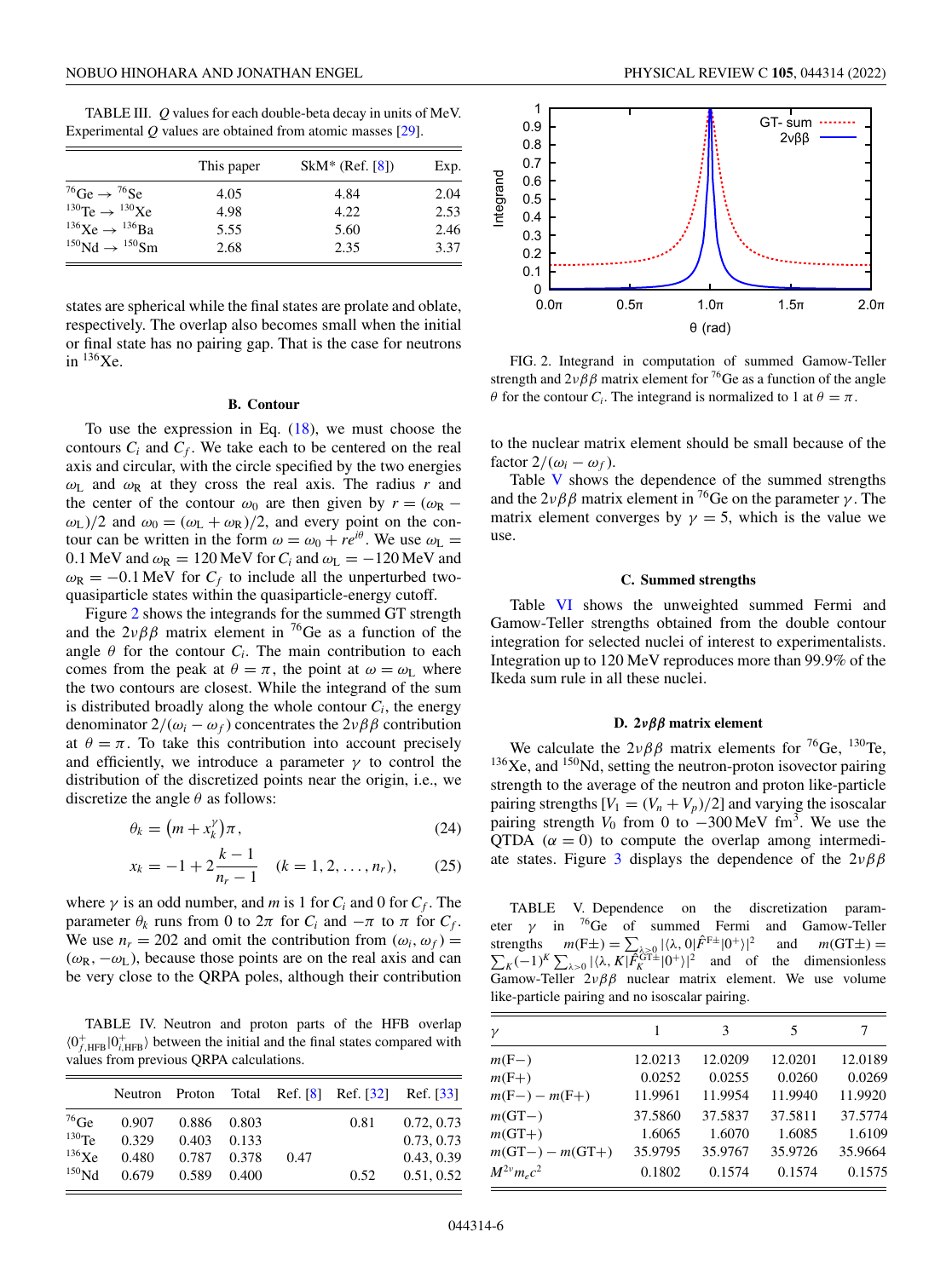TABLE III. $Q$ values for each double-beta decay in units of MeV. Experimental $Q$ values are obtained from atomic masses [29].

| | This paper | SkM* (Ref. [8]) | Exp. |
|---|---|---|---|
| $^{76}$Ge → $^{76}$Se | 4.05 | 4.84 | 2.04 |
| $^{130}$Te → $^{130}$Xe | 4.98 | 4.22 | 2.53 |
| $^{136}$Xe → $^{136}$Ba | 5.55 | 5.60 | 2.46 |
| $^{150}$Nd → $^{150}$Sm | 2.68 | 2.35 | 3.37 |

states are spherical while the final states are prolate and oblate, respectively. The overlap also becomes small when the initial or final state has no pairing gap. That is the case for neutrons in $^{136}$Xe.

### B. Contour

To use the expression in Eq. (18), we must choose the contours $C_i$ and $C_f$. We take each to be centered on the real axis and circular, with the circle specified by the two energies $\omega_L$ and $\omega_R$ at they cross the real axis. The radius $r$ and the center of the contour $\omega_0$ are then given by $r = (\omega_R - \omega_L)/2$ and $\omega_0 = (\omega_L + \omega_R)/2$, and every point on the contour can be written in the form $\omega = \omega_0 + re^{i\theta}$. We use $\omega_L = 0.1$ MeV and $\omega_R = 120$ MeV for $C_i$ and $\omega_L = -120$ MeV and $\omega_R = -0.1$ MeV for $C_f$ to include all the unperturbed two-quasiparticle states within the quasiparticle-energy cutoff.

Figure 2 shows the integrands for the summed GT strength and the $2\nu\beta\beta$ matrix element in $^{76}$Ge as a function of the angle $\theta$ for the contour $C_i$. The main contribution to each comes from the peak at $\theta = \pi$, the point at $\omega = \omega_L$ where the two contours are closest. While the integrand of the sum is distributed broadly along the whole contour $C_i$, the energy denominator $2/(\omega_i - \omega_f)$ concentrates the $2\nu\beta\beta$ contribution at $\theta = \pi$. To take this contribution into account precisely and efficiently, we introduce a parameter $\gamma$ to control the distribution of the discretized points near the origin, i.e., we discretize the angle $\theta$ as follows:

$$\theta_k = \left(m + x_k^\gamma\right)\pi, \tag{24}$$

$$x_k = -1 + 2\frac{k-1}{n_r - 1} \quad (k = 1, 2, \ldots, n_r), \tag{25}$$

where $\gamma$ is an odd number, and $m$ is 1 for $C_i$ and 0 for $C_f$. The parameter $\theta_k$ runs from 0 to $2\pi$ for $C_i$ and $-\pi$ to $\pi$ for $C_f$. We use $n_r = 202$ and omit the contribution from $(\omega_i, \omega_f) = (\omega_R, -\omega_L)$, because those points are on the real axis and can be very close to the QRPA poles, although their contribution to the nuclear matrix element should be small because of the factor $2/(\omega_i - \omega_f)$.

FIG. 2. Integrand in computation of summed Gamow-Teller strength and $2\nu\beta\beta$ matrix element for $^{76}$Ge as a function of the angle $\theta$ for the contour $C_i$. The integrand is normalized to 1 at $\theta = \pi$.

Table V shows the dependence of the summed strengths and the $2\nu\beta\beta$ matrix element in $^{76}$Ge on the parameter $\gamma$. The matrix element converges by $\gamma = 5$, which is the value we use.

TABLE IV. Neutron and proton parts of the HFB overlap $\langle 0^+_{f,\mathrm{HFB}}|0^+_{i,\mathrm{HFB}}\rangle$ between the initial and the final states compared with values from previous QRPA calculations.

| | Neutron | Proton | Total | Ref. [8] | Ref. [32] | Ref. [33] |
|---|---|---|---|---|---|---|
| $^{76}$Ge | 0.907 | 0.886 | 0.803 | | 0.81 | 0.72, 0.73 |
| $^{130}$Te | 0.329 | 0.403 | 0.133 | | | 0.73, 0.73 |
| $^{136}$Xe | 0.480 | 0.787 | 0.378 | 0.47 | | 0.43, 0.39 |
| $^{150}$Nd | 0.679 | 0.589 | 0.400 | | 0.52 | 0.51, 0.52 |

### C. Summed strengths

Table VI shows the unweighted summed Fermi and Gamow-Teller strengths obtained from the double contour integration for selected nuclei of interest to experimentalists. Integration up to 120 MeV reproduces more than 99.9% of the Ikeda sum rule in all these nuclei.

### D. $2\nu\beta\beta$ matrix element

We calculate the $2\nu\beta\beta$ matrix elements for $^{76}$Ge, $^{130}$Te, $^{136}$Xe, and $^{150}$Nd, setting the neutron-proton isovector pairing strength to the average of the neutron and proton like-particle pairing strengths [$V_1 = (V_n + V_p)/2$] and varying the isoscalar pairing strength $V_0$ from 0 to $-300$ MeV fm$^3$. We use the QTDA ($\alpha = 0$) to compute the overlap among intermediate states. Figure 3 displays the dependence of the $2\nu\beta\beta$

TABLE V. Dependence on the discretization parameter $\gamma$ in $^{76}$Ge of summed Fermi and Gamow-Teller strengths $m(\mathrm{F}\pm) = \sum_{\lambda>0} |\langle \lambda, 0|\hat{F}^{\mathrm{F}\pm}|0^+\rangle|^2$ and $m(\mathrm{GT}\pm) = \sum_K (-1)^K \sum_{\lambda>0} |\langle \lambda, K|\hat{F}_K^{\mathrm{GT}\pm}|0^+\rangle|^2$ and of the dimensionless Gamow-Teller $2\nu\beta\beta$ nuclear matrix element. We use volume like-particle pairing and no isoscalar pairing.

| $\gamma$ | 1 | 3 | 5 | 7 |
|---|---|---|---|---|
| $m(\mathrm{F}-)$ | 12.0213 | 12.0209 | 12.0201 | 12.0189 |
| $m(\mathrm{F}+)$ | 0.0252 | 0.0255 | 0.0260 | 0.0269 |
| $m(\mathrm{F}-) - m(\mathrm{F}+)$ | 11.9961 | 11.9954 | 11.9940 | 11.9920 |
| $m(\mathrm{GT}-)$ | 37.5860 | 37.5837 | 37.5811 | 37.5774 |
| $m(\mathrm{GT}+)$ | 1.6065 | 1.6070 | 1.6085 | 1.6109 |
| $m(\mathrm{GT}-) - m(\mathrm{GT}+)$ | 35.9795 | 35.9767 | 35.9726 | 35.9664 |
| $M^{2\nu}m_ec^2$ | 0.1802 | 0.1574 | 0.1574 | 0.1575 |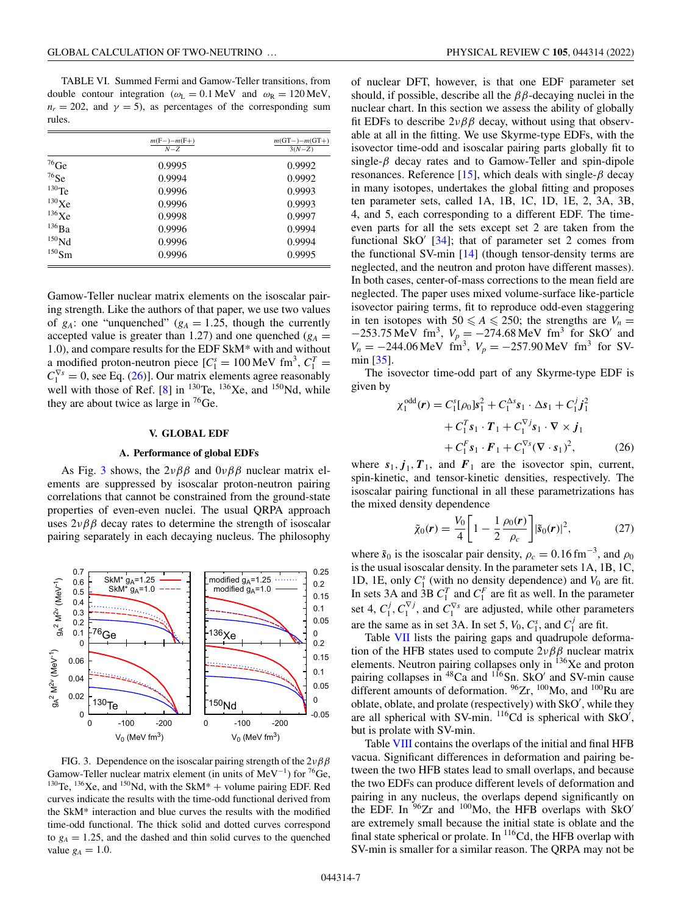TABLE VI. Summed Fermi and Gamow-Teller transitions, from double contour integration ($\omega_L = 0.1$ MeV and $\omega_R = 120$ MeV, $n_r = 202$, and $\gamma = 5$), as percentages of the corresponding sum rules.

| | $\frac{m(\text{F}-)-m(\text{F}+)}{N-Z}$ | $\frac{m(\text{GT}-)-m(\text{GT}+)}{3(N-Z)}$ |
|---|---|---|
| $^{76}$Ge | 0.9995 | 0.9992 |
| $^{76}$Se | 0.9994 | 0.9992 |
| $^{130}$Te | 0.9996 | 0.9993 |
| $^{130}$Xe | 0.9996 | 0.9993 |
| $^{136}$Xe | 0.9998 | 0.9997 |
| $^{136}$Ba | 0.9996 | 0.9994 |
| $^{150}$Nd | 0.9996 | 0.9994 |
| $^{150}$Sm | 0.9996 | 0.9995 |

Gamow-Teller nuclear matrix elements on the isoscalar pairing strength. Like the authors of that paper, we use two values of $g_A$: one "unquenched" ($g_A = 1.25$, though the currently accepted value is greater than 1.27) and one quenched ($g_A = 1.0$), and compare results for the EDF SkM* with and without a modified proton-neutron piece [$C_1^s = 100$ MeV fm$^3$, $C_1^T = C_1^{\nabla s} = 0$, see Eq. (26)]. Our matrix elements agree reasonably well with those of Ref. [8] in $^{130}$Te, $^{136}$Xe, and $^{150}$Nd, while they are about twice as large in $^{76}$Ge.

## V. GLOBAL EDF

### A. Performance of global EDFs

As Fig. 3 shows, the $2\nu\beta\beta$ and $0\nu\beta\beta$ nuclear matrix elements are suppressed by isoscalar proton-neutron pairing correlations that cannot be constrained from the ground-state properties of even-even nuclei. The usual QRPA approach uses $2\nu\beta\beta$ decay rates to determine the strength of isoscalar pairing separately in each decaying nucleus. The philosophy of nuclear DFT, however, is that one EDF parameter set should, if possible, describe all the $\beta\beta$-decaying nuclei in the nuclear chart. In this section we assess the ability of globally fit EDFs to describe $2\nu\beta\beta$ decay, without using that observable at all in the fitting. We use Skyrme-type EDFs, with the isovector time-odd and isoscalar pairing parts globally fit to single-$\beta$ decay rates and to Gamow-Teller and spin-dipole resonances. Reference [15], which deals with single-$\beta$ decay in many isotopes, undertakes the global fitting and proposes ten parameter sets, called 1A, 1B, 1C, 1D, 1E, 2, 3A, 3B, 4, and 5, each corresponding to a different EDF. The time-even parts for all the sets except set 2 are taken from the functional SkO′ [34]; that of parameter set 2 comes from the functional SV-min [14] (though tensor-density terms are neglected, and the neutron and proton have different masses). In both cases, center-of-mass corrections to the mean field are neglected. The paper uses mixed volume-surface like-particle isovector pairing terms, fit to reproduce odd-even staggering in ten isotopes with $50 \leqslant A \leqslant 250$; the strengths are $V_n = -253.75$ MeV fm$^3$, $V_p = -274.68$ MeV fm$^3$ for SkO′ and $V_n = -244.06$ MeV fm$^3$, $V_p = -257.90$ MeV fm$^3$ for SV-min [35].

The isovector time-odd part of any Skyrme-type EDF is given by

$$\begin{aligned}\chi_1^{\text{odd}}(\boldsymbol{r}) = {} & C_1^s[\rho_0]\boldsymbol{s}_1^2 + C_1^{\Delta s}\boldsymbol{s}_1 \cdot \Delta \boldsymbol{s}_1 + C_1^j \boldsymbol{j}_1^2 \\ & + C_1^T \boldsymbol{s}_1 \cdot \boldsymbol{T}_1 + C_1^{\nabla j}\boldsymbol{s}_1 \cdot \nabla \times \boldsymbol{j}_1 \\ & + C_1^F \boldsymbol{s}_1 \cdot \boldsymbol{F}_1 + C_1^{\nabla s}(\nabla \cdot \boldsymbol{s}_1)^2, \end{aligned} \tag{26}$$

where $\boldsymbol{s}_1, \boldsymbol{j}_1, \boldsymbol{T}_1$, and $\boldsymbol{F}_1$ are the isovector spin, current, spin-kinetic, and tensor-kinetic densities, respectively. The isoscalar pairing functional in all these parametrizations has the mixed density dependence

$$\tilde{\chi}_0(\boldsymbol{r}) = \frac{V_0}{4}\left[1 - \frac{1}{2}\frac{\rho_0(\boldsymbol{r})}{\rho_c}\right]|\tilde{\boldsymbol{s}}_0(\boldsymbol{r})|^2, \tag{27}$$

where $\tilde{s}_0$ is the isoscalar pair density, $\rho_c = 0.16\,\text{fm}^{-3}$, and $\rho_0$ is the usual isoscalar density. In the parameter sets 1A, 1B, 1C, 1D, 1E, only $C_1^s$ (with no density dependence) and $V_0$ are fit. In sets 3A and 3B $C_1^T$ and $C_1^F$ are fit as well. In the parameter set 4, $C_1^j, C_1^{\nabla j}$, and $C_1^{\nabla s}$ are adjusted, while other parameters are the same as in set 3A. In set 5, $V_0$, $C_1^s$, and $C_1^j$ are fit.

Table VII lists the pairing gaps and quadrupole deformation of the HFB states used to compute $2\nu\beta\beta$ nuclear matrix elements. Neutron pairing collapses only in $^{136}$Xe and proton pairing collapses in $^{48}$Ca and $^{116}$Sn. SkO′ and SV-min cause different amounts of deformation. $^{96}$Zr, $^{100}$Mo, and $^{100}$Ru are oblate, oblate, and prolate (respectively) with SkO′, while they are all spherical with SV-min. $^{116}$Cd is spherical with SkO′, but is prolate with SV-min.

Table VIII contains the overlaps of the initial and final HFB vacua. Significant differences in deformation and pairing between the two HFB states lead to small overlaps, and because the two EDFs can produce different levels of deformation and pairing in any nucleus, the overlaps depend significantly on the EDF. In $^{96}$Zr and $^{100}$Mo, the HFB overlaps with SkO′ are extremely small because the initial state is oblate and the final state spherical or prolate. In $^{116}$Cd, the HFB overlap with SV-min is smaller for a similar reason. The QRPA may not be

FIG. 3. Dependence on the isoscalar pairing strength of the $2\nu\beta\beta$ Gamow-Teller nuclear matrix element (in units of MeV$^{-1}$) for $^{76}$Ge, $^{130}$Te, $^{136}$Xe, and $^{150}$Nd, with the SkM* + volume pairing EDF. Red curves indicate the results with the time-odd functional derived from the SkM* interaction and blue curves the results with the modified time-odd functional. The thick solid and dotted curves correspond to $g_A = 1.25$, and the dashed and thin solid curves to the quenched value $g_A = 1.0$.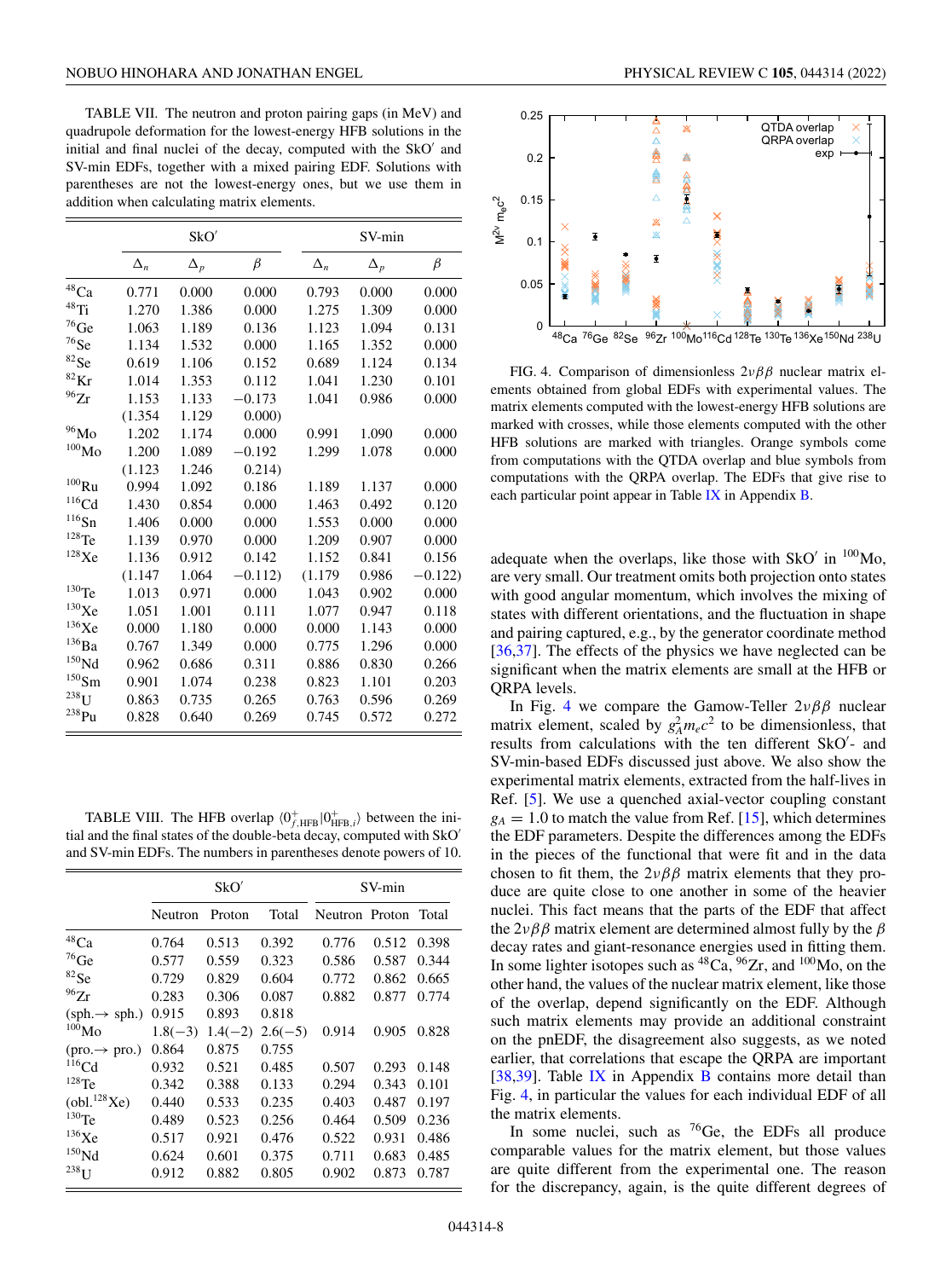TABLE VII. The neutron and proton pairing gaps (in MeV) and quadrupole deformation for the lowest-energy HFB solutions in the initial and final nuclei of the decay, computed with the SkO′ and SV-min EDFs, together with a mixed pairing EDF. Solutions with parentheses are not the lowest-energy ones, but we use them in addition when calculating matrix elements.

| | SkO′ | | | SV-min | | |
|---|---|---|---|---|---|---|
| | $\Delta_n$ | $\Delta_p$ | $\beta$ | $\Delta_n$ | $\Delta_p$ | $\beta$ |
| $^{48}$Ca | 0.771 | 0.000 | 0.000 | 0.793 | 0.000 | 0.000 |
| $^{48}$Ti | 1.270 | 1.386 | 0.000 | 1.275 | 1.309 | 0.000 |
| $^{76}$Ge | 1.063 | 1.189 | 0.136 | 1.123 | 1.094 | 0.131 |
| $^{76}$Se | 1.134 | 1.532 | 0.000 | 1.165 | 1.352 | 0.000 |
| $^{82}$Se | 0.619 | 1.106 | 0.152 | 0.689 | 1.124 | 0.134 |
| $^{82}$Kr | 1.014 | 1.353 | 0.112 | 1.041 | 1.230 | 0.101 |
| $^{96}$Zr | 1.153 | 1.133 | −0.173 | 1.041 | 0.986 | 0.000 |
| | (1.354 | 1.129 | 0.000) | | | |
| $^{96}$Mo | 1.202 | 1.174 | 0.000 | 0.991 | 1.090 | 0.000 |
| $^{100}$Mo | 1.200 | 1.089 | −0.192 | 1.299 | 1.078 | 0.000 |
| | (1.123 | 1.246 | 0.214) | | | |
| $^{100}$Ru | 0.994 | 1.092 | 0.186 | 1.189 | 1.137 | 0.000 |
| $^{116}$Cd | 1.430 | 0.854 | 0.000 | 1.463 | 0.492 | 0.120 |
| $^{116}$Sn | 1.406 | 0.000 | 0.000 | 1.553 | 0.000 | 0.000 |
| $^{128}$Te | 1.139 | 0.970 | 0.000 | 1.209 | 0.907 | 0.000 |
| $^{128}$Xe | 1.136 | 0.912 | 0.142 | 1.152 | 0.841 | 0.156 |
| | (1.147 | 1.064 | −0.112) | (1.179 | 0.986 | −0.122) |
| $^{130}$Te | 1.013 | 0.971 | 0.000 | 1.043 | 0.902 | 0.000 |
| $^{130}$Xe | 1.051 | 1.001 | 0.111 | 1.077 | 0.947 | 0.118 |
| $^{136}$Xe | 0.000 | 1.180 | 0.000 | 0.000 | 1.143 | 0.000 |
| $^{136}$Ba | 0.767 | 1.349 | 0.000 | 0.775 | 1.296 | 0.000 |
| $^{150}$Nd | 0.962 | 0.686 | 0.311 | 0.886 | 0.830 | 0.266 |
| $^{150}$Sm | 0.901 | 1.074 | 0.238 | 0.823 | 1.101 | 0.203 |
| $^{238}$U | 0.863 | 0.735 | 0.265 | 0.763 | 0.596 | 0.269 |
| $^{238}$Pu | 0.828 | 0.640 | 0.269 | 0.745 | 0.572 | 0.272 |

TABLE VIII. The HFB overlap $\langle 0^+_{f,\mathrm{HFB}}|0^+_{\mathrm{HFB},i}\rangle$ between the initial and the final states of the double-beta decay, computed with SkO′ and SV-min EDFs. The numbers in parentheses denote powers of 10.

| | SkO′ | | | SV-min | | |
|---|---|---|---|---|---|---|
| | Neutron | Proton | Total | Neutron | Proton | Total |
| $^{48}$Ca | 0.764 | 0.513 | 0.392 | 0.776 | 0.512 | 0.398 |
| $^{76}$Ge | 0.577 | 0.559 | 0.323 | 0.586 | 0.587 | 0.344 |
| $^{82}$Se | 0.729 | 0.829 | 0.604 | 0.772 | 0.862 | 0.665 |
| $^{96}$Zr | 0.283 | 0.306 | 0.087 | 0.882 | 0.877 | 0.774 |
| (sph.→ sph.) | 0.915 | 0.893 | 0.818 | | | |
| $^{100}$Mo | 1.8(−3) | 1.4(−2) | 2.6(−5) | 0.914 | 0.905 | 0.828 |
| (pro.→ pro.) | 0.864 | 0.875 | 0.755 | | | |
| $^{116}$Cd | 0.932 | 0.521 | 0.485 | 0.507 | 0.293 | 0.148 |
| $^{128}$Te | 0.342 | 0.388 | 0.133 | 0.294 | 0.343 | 0.101 |
| (obl.$^{128}$Xe) | 0.440 | 0.533 | 0.235 | 0.403 | 0.487 | 0.197 |
| $^{130}$Te | 0.489 | 0.523 | 0.256 | 0.464 | 0.509 | 0.236 |
| $^{136}$Xe | 0.517 | 0.921 | 0.476 | 0.522 | 0.931 | 0.486 |
| $^{150}$Nd | 0.624 | 0.601 | 0.375 | 0.711 | 0.683 | 0.485 |
| $^{238}$U | 0.912 | 0.882 | 0.805 | 0.902 | 0.873 | 0.787 |

FIG. 4. Comparison of dimensionless $2\nu\beta\beta$ nuclear matrix elements obtained from global EDFs with experimental values. The matrix elements computed with the lowest-energy HFB solutions are marked with crosses, while those elements computed with the other HFB solutions are marked with triangles. Orange symbols come from computations with the QTDA overlap and blue symbols from computations with the QRPA overlap. The EDFs that give rise to each particular point appear in Table IX in Appendix B.

adequate when the overlaps, like those with SkO′ in $^{100}$Mo, are very small. Our treatment omits both projection onto states with good angular momentum, which involves the mixing of states with different orientations, and the fluctuation in shape and pairing captured, e.g., by the generator coordinate method [36,37]. The effects of the physics we have neglected can be significant when the matrix elements are small at the HFB or QRPA levels.

In Fig. 4 we compare the Gamow-Teller $2\nu\beta\beta$ nuclear matrix element, scaled by $g_A^2 m_e c^2$ to be dimensionless, that results from calculations with the ten different SkO′- and SV-min-based EDFs discussed just above. We also show the experimental matrix elements, extracted from the half-lives in Ref. [5]. We use a quenched axial-vector coupling constant $g_A = 1.0$ to match the value from Ref. [15], which determines the EDF parameters. Despite the differences among the EDFs in the pieces of the functional that were fit and in the data chosen to fit them, the $2\nu\beta\beta$ matrix elements that they produce are quite close to one another in some of the heavier nuclei. This fact means that the parts of the EDF that affect the $2\nu\beta\beta$ matrix element are determined almost fully by the $\beta$ decay rates and giant-resonance energies used in fitting them. In some lighter isotopes such as $^{48}$Ca, $^{96}$Zr, and $^{100}$Mo, on the other hand, the values of the nuclear matrix element, like those of the overlap, depend significantly on the EDF. Although such matrix elements may provide an additional constraint on the pnEDF, the disagreement also suggests, as we noted earlier, that correlations that escape the QRPA are important [38,39]. Table IX in Appendix B contains more detail than Fig. 4, in particular the values for each individual EDF of all the matrix elements.

In some nuclei, such as $^{76}$Ge, the EDFs all produce comparable values for the matrix element, but those values are quite different from the experimental one. The reason for the discrepancy, again, is the quite different degrees of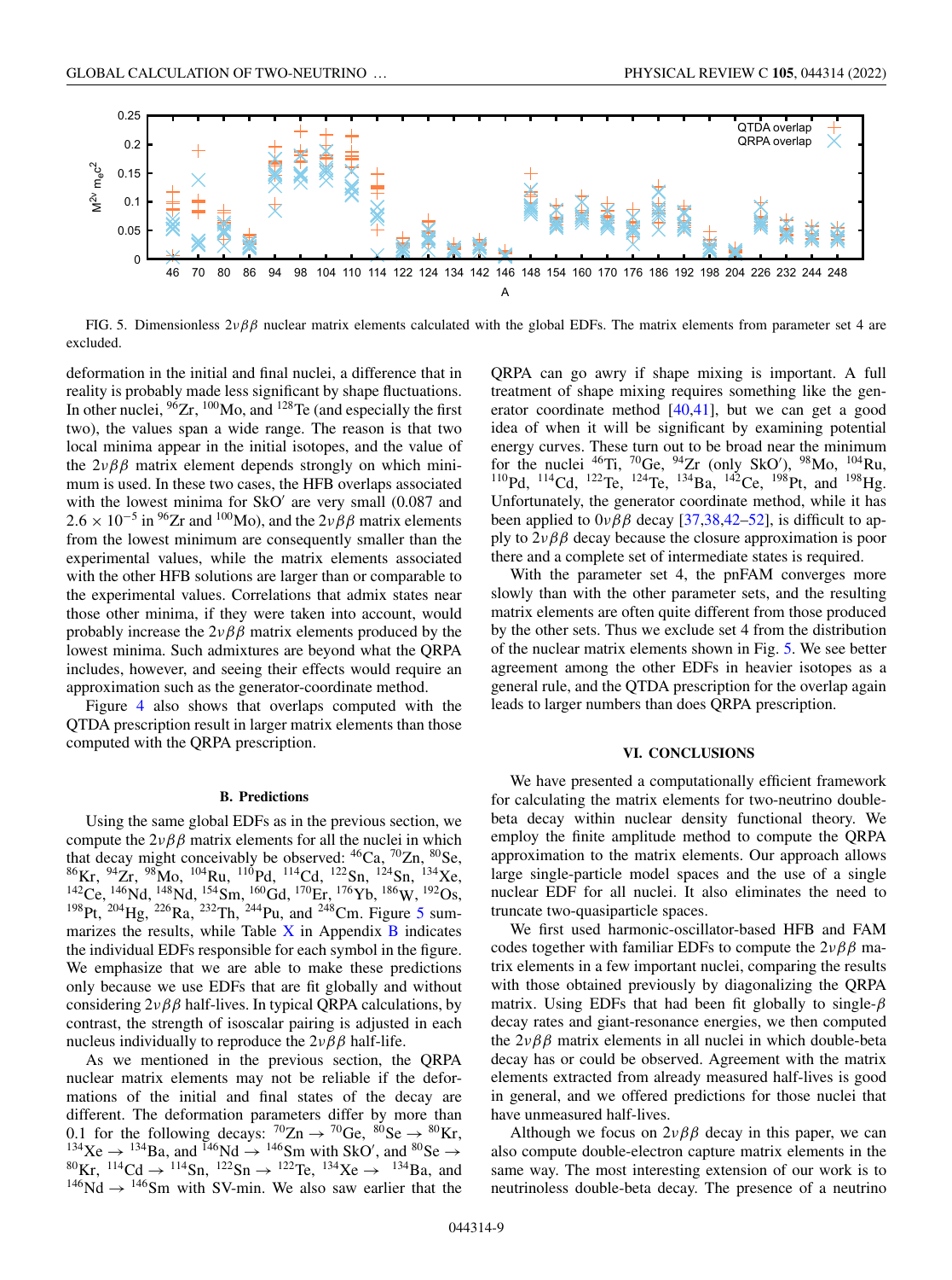FIG. 5. Dimensionless $2\nu\beta\beta$ nuclear matrix elements calculated with the global EDFs. The matrix elements from parameter set 4 are excluded.

deformation in the initial and final nuclei, a difference that in reality is probably made less significant by shape fluctuations. In other nuclei, $^{96}$Zr, $^{100}$Mo, and $^{128}$Te (and especially the first two), the values span a wide range. The reason is that two local minima appear in the initial isotopes, and the value of the $2\nu\beta\beta$ matrix element depends strongly on which minimum is used. In these two cases, the HFB overlaps associated with the lowest minima for SkO′ are very small (0.087 and $2.6 \times 10^{-5}$ in $^{96}$Zr and $^{100}$Mo), and the $2\nu\beta\beta$ matrix elements from the lowest minimum are consequently smaller than the experimental values, while the matrix elements associated with the other HFB solutions are larger than or comparable to the experimental values. Correlations that admix states near those other minima, if they were taken into account, would probably increase the $2\nu\beta\beta$ matrix elements produced by the lowest minima. Such admixtures are beyond what the QRPA includes, however, and seeing their effects would require an approximation such as the generator-coordinate method.

Figure 4 also shows that overlaps computed with the QTDA prescription result in larger matrix elements than those computed with the QRPA prescription.

### B. Predictions

Using the same global EDFs as in the previous section, we compute the $2\nu\beta\beta$ matrix elements for all the nuclei in which that decay might conceivably be observed: $^{46}$Ca, $^{70}$Zn, $^{80}$Se, $^{86}$Kr, $^{94}$Zr, $^{98}$Mo, $^{104}$Ru, $^{110}$Pd, $^{114}$Cd, $^{122}$Sn, $^{124}$Sn, $^{134}$Xe, $^{142}$Ce, $^{146}$Nd, $^{148}$Nd, $^{154}$Sm, $^{160}$Gd, $^{170}$Er, $^{176}$Yb, $^{186}$W, $^{192}$Os, $^{198}$Pt, $^{204}$Hg, $^{226}$Ra, $^{232}$Th, $^{244}$Pu, and $^{248}$Cm. Figure 5 summarizes the results, while Table X in Appendix B indicates the individual EDFs responsible for each symbol in the figure. We emphasize that we are able to make these predictions only because we use EDFs that are fit globally and without considering $2\nu\beta\beta$ half-lives. In typical QRPA calculations, by contrast, the strength of isoscalar pairing is adjusted in each nucleus individually to reproduce the $2\nu\beta\beta$ half-life.

As we mentioned in the previous section, the QRPA nuclear matrix elements may not be reliable if the deformations of the initial and final states of the decay are different. The deformation parameters differ by more than 0.1 for the following decays: $^{70}$Zn → $^{70}$Ge, $^{80}$Se → $^{80}$Kr, $^{134}$Xe → $^{134}$Ba, and $^{146}$Nd → $^{146}$Sm with SkO′, and $^{80}$Se → $^{80}$Kr, $^{114}$Cd → $^{114}$Sn, $^{122}$Sn → $^{122}$Te, $^{134}$Xe → $^{134}$Ba, and $^{146}$Nd → $^{146}$Sm with SV-min. We also saw earlier that the QRPA can go awry if shape mixing is important. A full treatment of shape mixing requires something like the generator coordinate method [40,41], but we can get a good idea of when it will be significant by examining potential energy curves. These turn out to be broad near the minimum for the nuclei $^{46}$Ti, $^{70}$Ge, $^{94}$Zr (only SkO′), $^{98}$Mo, $^{104}$Ru, $^{110}$Pd, $^{114}$Cd, $^{122}$Te, $^{124}$Te, $^{134}$Ba, $^{142}$Ce, $^{198}$Pt, and $^{198}$Hg. Unfortunately, the generator coordinate method, while it has been applied to $0\nu\beta\beta$ decay [37,38,42–52], is difficult to apply to $2\nu\beta\beta$ decay because the closure approximation is poor there and a complete set of intermediate states is required.

With the parameter set 4, the pnFAM converges more slowly than with the other parameter sets, and the resulting matrix elements are often quite different from those produced by the other sets. Thus we exclude set 4 from the distribution of the nuclear matrix elements shown in Fig. 5. We see better agreement among the other EDFs in heavier isotopes as a general rule, and the QTDA prescription for the overlap again leads to larger numbers than does QRPA prescription.

## VI. CONCLUSIONS

We have presented a computationally efficient framework for calculating the matrix elements for two-neutrino double-beta decay within nuclear density functional theory. We employ the finite amplitude method to compute the QRPA approximation to the matrix elements. Our approach allows large single-particle model spaces and the use of a single nuclear EDF for all nuclei. It also eliminates the need to truncate two-quasiparticle spaces.

We first used harmonic-oscillator-based HFB and FAM codes together with familiar EDFs to compute the $2\nu\beta\beta$ matrix elements in a few important nuclei, comparing the results with those obtained previously by diagonalizing the QRPA matrix. Using EDFs that had been fit globally to single-$\beta$ decay rates and giant-resonance energies, we then computed the $2\nu\beta\beta$ matrix elements in all nuclei in which double-beta decay has or could be observed. Agreement with the matrix elements extracted from already measured half-lives is good in general, and we offered predictions for those nuclei that have unmeasured half-lives.

Although we focus on $2\nu\beta\beta$ decay in this paper, we can also compute double-electron capture matrix elements in the same way. The most interesting extension of our work is to neutrinoless double-beta decay. The presence of a neutrino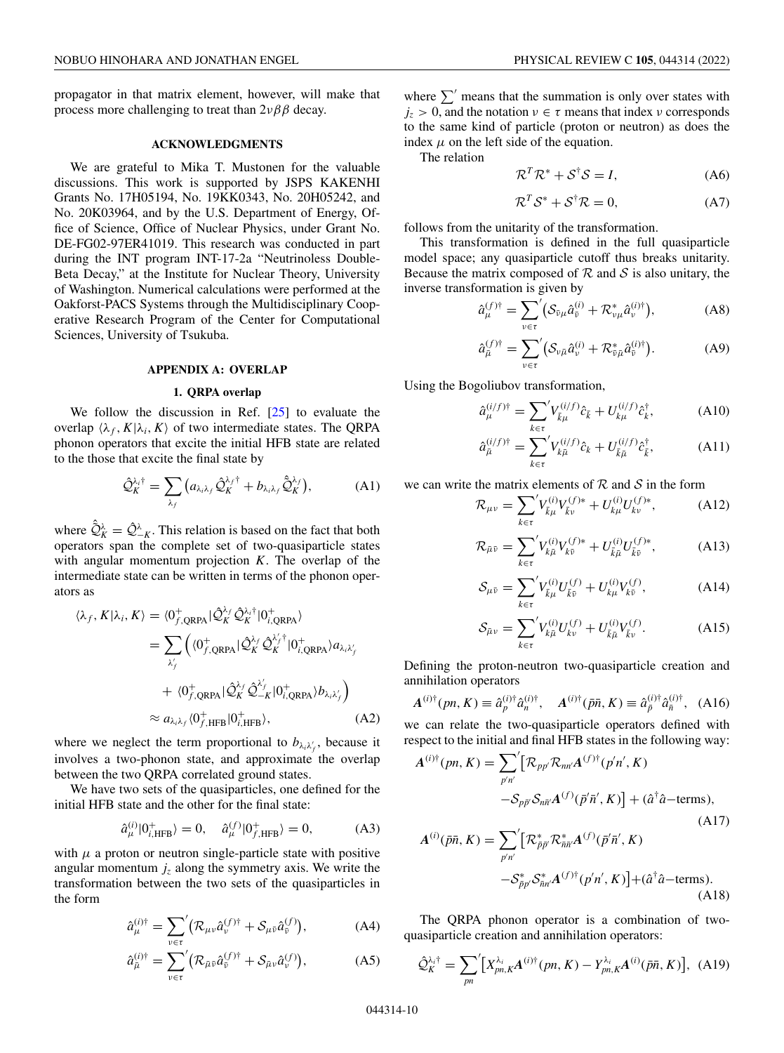propagator in that matrix element, however, will make that process more challenging to treat than $2\nu\beta\beta$ decay.

## ACKNOWLEDGMENTS

We are grateful to Mika T. Mustonen for the valuable discussions. This work is supported by JSPS KAKENHI Grants No. 17H05194, No. 19KK0343, No. 20H05242, and No. 20K03964, and by the U.S. Department of Energy, Office of Science, Office of Nuclear Physics, under Grant No. DE-FG02-97ER41019. This research was conducted in part during the INT program INT-17-2a "Neutrinoless Double-Beta Decay," at the Institute for Nuclear Theory, University of Washington. Numerical calculations were performed at the Oakforst-PACS Systems through the Multidisciplinary Cooperative Research Program of the Center for Computational Sciences, University of Tsukuba.

## APPENDIX A: OVERLAP

### 1. QRPA overlap

We follow the discussion in Ref. [25] to evaluate the overlap $\langle\lambda_f, K|\lambda_i, K\rangle$ of two intermediate states. The QRPA phonon operators that excite the initial HFB state are related to the those that excite the final state by

$$\hat{\mathcal{Q}}_K^{\lambda_i\dagger} = \sum_{\lambda_f}\big(a_{\lambda_i\lambda_f}\hat{\mathcal{Q}}_K^{\lambda_f\dagger} + b_{\lambda_i\lambda_f}\hat{\bar{\mathcal{Q}}}_K^{\lambda_f}\big), \tag{A1}$$

where $\hat{\bar{\mathcal{Q}}}_K^{\lambda} = \hat{\mathcal{Q}}_{-K}^{\lambda}$. This relation is based on the fact that both operators span the complete set of two-quasiparticle states with angular momentum projection $K$. The overlap of the intermediate state can be written in terms of the phonon operators as

$$\begin{aligned}
\langle\lambda_f, K|\lambda_i, K\rangle &= \langle 0^+_{f,\mathrm{QRPA}}|\hat{\mathcal{Q}}_K^{\lambda_f}\hat{\mathcal{Q}}_K^{\lambda_i\dagger}|0^+_{i,\mathrm{QRPA}}\rangle \\
&= \sum_{\lambda'_f}\Big(\langle 0^+_{f,\mathrm{QRPA}}|\hat{\mathcal{Q}}_K^{\lambda_f}\hat{\mathcal{Q}}_K^{\lambda'_f\dagger}|0^+_{i,\mathrm{QRPA}}\rangle a_{\lambda_i\lambda'_f} \\
&\quad + \langle 0^+_{f,\mathrm{QRPA}}|\hat{\mathcal{Q}}_K^{\lambda_f}\hat{\mathcal{Q}}_{-K}^{\lambda'_f}|0^+_{i,\mathrm{QRPA}}\rangle b_{\lambda_i\lambda'_f}\Big) \\
&\approx a_{\lambda_i\lambda_f}\langle 0^+_{f,\mathrm{HFB}}|0^+_{i,\mathrm{HFB}}\rangle,
\end{aligned} \tag{A2}$$

where we neglect the term proportional to $b_{\lambda_i\lambda'_f}$, because it involves a two-phonon state, and approximate the overlap between the two QRPA correlated ground states.

We have two sets of the quasiparticles, one defined for the initial HFB state and the other for the final state:

$$\hat{a}_\mu^{(i)}|0^+_{i,\mathrm{HFB}}\rangle = 0, \quad \hat{a}_\mu^{(f)}|0^+_{f,\mathrm{HFB}}\rangle = 0, \tag{A3}$$

with $\mu$ a proton or neutron single-particle state with positive angular momentum $j_z$ along the symmetry axis. We write the transformation between the two sets of the quasiparticles in the form

$$\hat{a}_\mu^{(i)\dagger} = \sum_{\nu\in\tau}{}'\big(\mathcal{R}_{\mu\nu}\hat{a}_\nu^{(f)\dagger} + \mathcal{S}_{\mu\bar{\nu}}\hat{a}_{\bar{\nu}}^{(f)}\big), \tag{A4}$$

$$\hat{a}_{\bar{\mu}}^{(i)\dagger} = \sum_{\nu\in\tau}{}'\big(\mathcal{R}_{\bar{\mu}\bar{\nu}}\hat{a}_{\bar{\nu}}^{(f)\dagger} + \mathcal{S}_{\bar{\mu}\nu}\hat{a}_\nu^{(f)}\big), \tag{A5}$$

where $\sum'$ means that the summation is only over states with $j_z > 0$, and the notation $\nu\in\tau$ means that index $\nu$ corresponds to the same kind of particle (proton or neutron) as does the index $\mu$ on the left side of the equation.

The relation

$$\mathcal{R}^T\mathcal{R}^* + \mathcal{S}^\dagger\mathcal{S} = I, \tag{A6}$$

$$\mathcal{R}^T\mathcal{S}^* + \mathcal{S}^\dagger\mathcal{R} = 0, \tag{A7}$$

follows from the unitarity of the transformation.

This transformation is defined in the full quasiparticle model space; any quasiparticle cutoff thus breaks unitarity. Because the matrix composed of $\mathcal{R}$ and $\mathcal{S}$ is also unitary, the inverse transformation is given by

$$\hat{a}_\mu^{(f)\dagger} = \sum_{\nu\in\tau}{}'\big(\mathcal{S}_{\bar{\nu}\mu}\hat{a}_{\bar{\nu}}^{(i)} + \mathcal{R}^*_{\nu\mu}\hat{a}_\nu^{(i)\dagger}\big), \tag{A8}$$

$$\hat{a}_{\bar{\mu}}^{(f)\dagger} = \sum_{\nu\in\tau}{}'\big(\mathcal{S}_{\nu\bar{\mu}}\hat{a}_\nu^{(i)} + \mathcal{R}^*_{\bar{\nu}\bar{\mu}}\hat{a}_{\bar{\nu}}^{(i)\dagger}\big). \tag{A9}$$

Using the Bogoliubov transformation,

$$\hat{a}_\mu^{(i/f)\dagger} = \sum_{k\in\tau}{}'V_{\bar{k}\mu}^{(i/f)}\hat{c}_{\bar{k}} + U_{k\mu}^{(i/f)}\hat{c}_k^\dagger, \tag{A10}$$

$$\hat{a}_{\bar{\mu}}^{(i/f)\dagger} = \sum_{k\in\tau}{}'V_{k\bar{\mu}}^{(i/f)}\hat{c}_k + U_{\bar{k}\bar{\mu}}^{(i/f)}\hat{c}_{\bar{k}}^\dagger, \tag{A11}$$

we can write the matrix elements of $\mathcal{R}$ and $\mathcal{S}$ in the form

$$\mathcal{R}_{\mu\nu} = \sum_{k\in\tau}{}'V_{\bar{k}\mu}^{(i)}V_{\bar{k}\nu}^{(f)*} + U_{k\mu}^{(i)}U_{k\nu}^{(f)*}, \tag{A12}$$

$$\mathcal{R}_{\bar{\mu}\bar{\nu}} = \sum_{k\in\tau}{}'V_{k\bar{\mu}}^{(i)}V_{k\bar{\nu}}^{(f)*} + U_{\bar{k}\bar{\mu}}^{(i)}U_{\bar{k}\bar{\nu}}^{(f)*}, \tag{A13}$$

$$\mathcal{S}_{\mu\bar{\nu}} = \sum_{k\in\tau}{}'V_{\bar{k}\mu}^{(i)}U_{\bar{k}\bar{\nu}}^{(f)} + U_{k\mu}^{(i)}V_{k\bar{\nu}}^{(f)}, \tag{A14}$$

$$\mathcal{S}_{\bar{\mu}\nu} = \sum_{k\in\tau}{}'V_{k\bar{\mu}}^{(i)}U_{k\nu}^{(f)} + U_{\bar{k}\bar{\mu}}^{(i)}V_{\bar{k}\nu}^{(f)}. \tag{A15}$$

Defining the proton-neutron two-quasiparticle creation and annihilation operators

$$\boldsymbol{A}^{(i)\dagger}(pn, K) \equiv \hat{a}_p^{(i)\dagger}\hat{a}_n^{(i)\dagger}, \quad \boldsymbol{A}^{(i)}(\bar{p}\bar{n}, K) \equiv \hat{a}_{\bar{p}}^{(i)\dagger}\hat{a}_{\bar{n}}^{(i)\dagger}, \tag{A16}$$

we can relate the two-quasiparticle operators defined with respect to the initial and final HFB states in the following way:

$$\begin{aligned}
\boldsymbol{A}^{(i)\dagger}(pn, K) = \sum_{p'n'}{}'\big[&\mathcal{R}_{pp'}\mathcal{R}_{nn'}\boldsymbol{A}^{(f)\dagger}(p'n', K) \\
&-\mathcal{S}_{p\bar{p}'}\mathcal{S}_{n\bar{n}'}\boldsymbol{A}^{(f)}(\bar{p}'\bar{n}', K)\big] + (\hat{a}^\dagger\hat{a}\text{–terms}),
\end{aligned} \tag{A17}$$

$$\begin{aligned}
\boldsymbol{A}^{(i)}(\bar{p}\bar{n}, K) = \sum_{p'n'}{}'\big[&\mathcal{R}^*_{\bar{p}\bar{p}'}\mathcal{R}^*_{\bar{n}\bar{n}'}\boldsymbol{A}^{(f)}(\bar{p}'\bar{n}', K) \\
&-\mathcal{S}^*_{\bar{p}p'}\mathcal{S}^*_{\bar{n}n'}\boldsymbol{A}^{(f)\dagger}(p'n', K)\big] + (\hat{a}^\dagger\hat{a}\text{–terms}).
\end{aligned} \tag{A18}$$

The QRPA phonon operator is a combination of two-quasiparticle creation and annihilation operators:

$$\hat{\mathcal{Q}}_K^{\lambda_i\dagger} = \sum_{pn}{}'\big[X_{pn,K}^{\lambda_i}\boldsymbol{A}^{(i)\dagger}(pn, K) - Y_{pn,K}^{\lambda_i}\boldsymbol{A}^{(i)}(\bar{p}\bar{n}, K)\big], \tag{A19}$$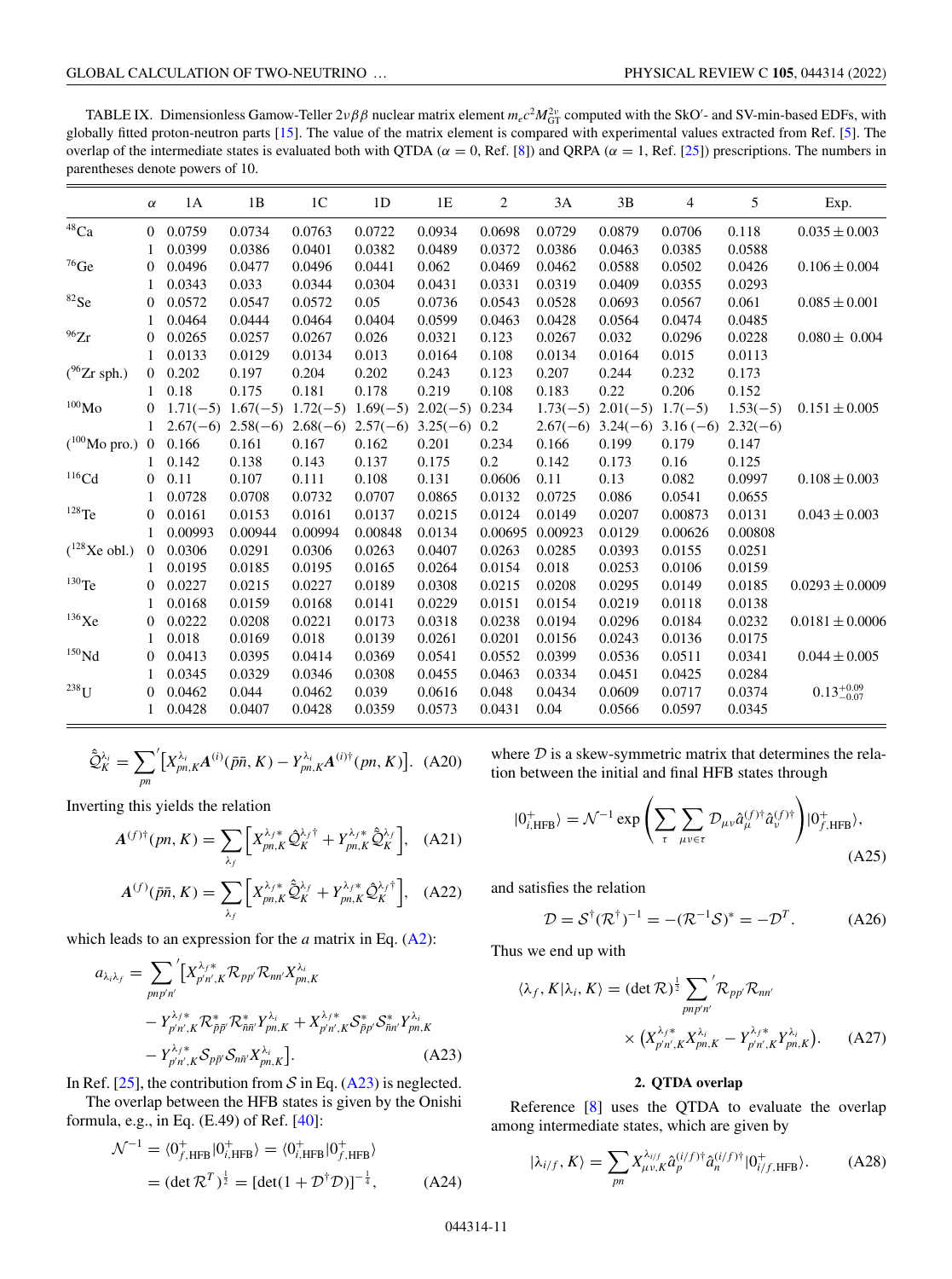TABLE IX. Dimensionless Gamow-Teller $2\nu\beta\beta$ nuclear matrix element $m_e c^2 M_{\rm GT}^{2\nu}$ computed with the SkO′- and SV-min-based EDFs, with globally fitted proton-neutron parts [15]. The value of the matrix element is compared with experimental values extracted from Ref. [5]. The overlap of the intermediate states is evaluated both with QTDA ($\alpha = 0$, Ref. [8]) and QRPA ($\alpha = 1$, Ref. [25]) prescriptions. The numbers in parentheses denote powers of 10.

| | $\alpha$ | 1A | 1B | 1C | 1D | 1E | 2 | 3A | 3B | 4 | 5 | Exp. |
|---|---|---|---|---|---|---|---|---|---|---|---|---|
| $^{48}$Ca | 0 | 0.0759 | 0.0734 | 0.0763 | 0.0722 | 0.0934 | 0.0698 | 0.0729 | 0.0879 | 0.0706 | 0.118 | $0.035 \pm 0.003$ |
| | 1 | 0.0399 | 0.0386 | 0.0401 | 0.0382 | 0.0489 | 0.0372 | 0.0386 | 0.0463 | 0.0385 | 0.0588 | |
| $^{76}$Ge | 0 | 0.0496 | 0.0477 | 0.0496 | 0.0441 | 0.062 | 0.0469 | 0.0462 | 0.0588 | 0.0502 | 0.0426 | $0.106 \pm 0.004$ |
| | 1 | 0.0343 | 0.033 | 0.0344 | 0.0304 | 0.0431 | 0.0331 | 0.0319 | 0.0409 | 0.0355 | 0.0293 | |
| $^{82}$Se | 0 | 0.0572 | 0.0547 | 0.0572 | 0.05 | 0.0736 | 0.0543 | 0.0528 | 0.0693 | 0.0567 | 0.061 | $0.085 \pm 0.001$ |
| | 1 | 0.0464 | 0.0444 | 0.0464 | 0.0404 | 0.0599 | 0.0463 | 0.0428 | 0.0564 | 0.0474 | 0.0485 | |
| $^{96}$Zr | 0 | 0.0265 | 0.0257 | 0.0267 | 0.026 | 0.0321 | 0.123 | 0.0267 | 0.032 | 0.0296 | 0.0228 | $0.080 \pm 0.004$ |
| | 1 | 0.0133 | 0.0129 | 0.0134 | 0.013 | 0.0164 | 0.108 | 0.0134 | 0.0164 | 0.015 | 0.0113 | |
| ($^{96}$Zr sph.) | 0 | 0.202 | 0.197 | 0.204 | 0.202 | 0.243 | 0.123 | 0.207 | 0.244 | 0.232 | 0.173 | |
| | 1 | 0.18 | 0.175 | 0.181 | 0.178 | 0.219 | 0.108 | 0.183 | 0.22 | 0.206 | 0.152 | |
| $^{100}$Mo | 0 | 1.71(−5) | 1.67(−5) | 1.72(−5) | 1.69(−5) | 2.02(−5) | 0.234 | 1.73(−5) | 2.01(−5) | 1.7(−5) | 1.53(−5) | $0.151 \pm 0.005$ |
| | 1 | 2.67(−6) | 2.58(−6) | 2.68(−6) | 2.57(−6) | 3.25(−6) | 0.2 | 2.67(−6) | 3.24(−6) | 3.16 (−6) | 2.32(−6) | |
| ($^{100}$Mo pro.) | 0 | 0.166 | 0.161 | 0.167 | 0.162 | 0.201 | 0.234 | 0.166 | 0.199 | 0.179 | 0.147 | |
| | 1 | 0.142 | 0.138 | 0.143 | 0.137 | 0.175 | 0.2 | 0.142 | 0.173 | 0.16 | 0.125 | |
| $^{116}$Cd | 0 | 0.11 | 0.107 | 0.111 | 0.108 | 0.131 | 0.0606 | 0.11 | 0.13 | 0.082 | 0.0997 | $0.108 \pm 0.003$ |
| | 1 | 0.0728 | 0.0708 | 0.0732 | 0.0707 | 0.0865 | 0.0132 | 0.0725 | 0.086 | 0.0541 | 0.0655 | |
| $^{128}$Te | 0 | 0.0161 | 0.0153 | 0.0161 | 0.0137 | 0.0215 | 0.0124 | 0.0149 | 0.0207 | 0.00873 | 0.0131 | $0.043 \pm 0.003$ |
| | 1 | 0.00993 | 0.00944 | 0.00994 | 0.00848 | 0.0134 | 0.00695 | 0.00923 | 0.0129 | 0.00626 | 0.00808 | |
| ($^{128}$Xe obl.) | 0 | 0.0306 | 0.0291 | 0.0306 | 0.0263 | 0.0407 | 0.0263 | 0.0285 | 0.0393 | 0.0155 | 0.0251 | |
| | 1 | 0.0195 | 0.0185 | 0.0195 | 0.0165 | 0.0264 | 0.0154 | 0.018 | 0.0253 | 0.0106 | 0.0159 | |
| $^{130}$Te | 0 | 0.0227 | 0.0215 | 0.0227 | 0.0189 | 0.0308 | 0.0215 | 0.0208 | 0.0295 | 0.0149 | 0.0185 | $0.0293 \pm 0.0009$ |
| | 1 | 0.0168 | 0.0159 | 0.0168 | 0.0141 | 0.0229 | 0.0151 | 0.0154 | 0.0219 | 0.0118 | 0.0138 | |
| $^{136}$Xe | 0 | 0.0222 | 0.0208 | 0.0221 | 0.0173 | 0.0318 | 0.0238 | 0.0194 | 0.0296 | 0.0184 | 0.0232 | $0.0181 \pm 0.0006$ |
| | 1 | 0.018 | 0.0169 | 0.018 | 0.0139 | 0.0261 | 0.0201 | 0.0156 | 0.0243 | 0.0136 | 0.0175 | |
| $^{150}$Nd | 0 | 0.0413 | 0.0395 | 0.0414 | 0.0369 | 0.0541 | 0.0552 | 0.0399 | 0.0536 | 0.0511 | 0.0341 | $0.044 \pm 0.005$ |
| | 1 | 0.0345 | 0.0329 | 0.0346 | 0.0308 | 0.0455 | 0.0463 | 0.0334 | 0.0451 | 0.0425 | 0.0284 | |
| $^{238}$U | 0 | 0.0462 | 0.044 | 0.0462 | 0.039 | 0.0616 | 0.048 | 0.0434 | 0.0609 | 0.0717 | 0.0374 | $0.13^{+0.09}_{-0.07}$ |
| | 1 | 0.0428 | 0.0407 | 0.0428 | 0.0359 | 0.0573 | 0.0431 | 0.04 | 0.0566 | 0.0597 | 0.0345 | |

$$\hat{\tilde{\mathcal{Q}}}_K^{\lambda_i} = \sum_{pn}{}' \left[ X_{pn,K}^{\lambda_i} A^{(i)}(\bar{p}\bar{n}, K) - Y_{pn,K}^{\lambda_i} A^{(i)\dagger}(pn, K) \right]. \quad \text{(A20)}$$

Inverting this yields the relation

$$A^{(f)\dagger}(pn, K) = \sum_{\lambda_f} \left[ X_{pn,K}^{\lambda_f *} \hat{\mathcal{Q}}_K^{\lambda_f \dagger} + Y_{pn,K}^{\lambda_f *} \hat{\tilde{\mathcal{Q}}}_K^{\lambda_f} \right], \quad \text{(A21)}$$

$$A^{(f)}(\bar{p}\bar{n}, K) = \sum_{\lambda_f} \left[ X_{pn,K}^{\lambda_f *} \hat{\tilde{\mathcal{Q}}}_K^{\lambda_f} + Y_{pn,K}^{\lambda_f *} \hat{\mathcal{Q}}_K^{\lambda_f \dagger} \right], \quad \text{(A22)}$$

which leads to an expression for the $a$ matrix in Eq. (A2):

$$\begin{aligned} a_{\lambda_i \lambda_f} = \sum_{pnp'n'}{}' \big[ & X_{p'n',K}^{\lambda_f *} \mathcal{R}_{pp'} \mathcal{R}_{nn'} X_{pn,K}^{\lambda_i} \\ & - Y_{p'n',K}^{\lambda_f *} \mathcal{R}_{\bar{p}\bar{p}'}^{*} \mathcal{R}_{\bar{n}\bar{n}'}^{*} Y_{pn,K}^{\lambda_i} + X_{p'n',K}^{\lambda_f *} \mathcal{S}_{\bar{p}p'}^{*} \mathcal{S}_{\bar{n}n'}^{*} Y_{pn,K}^{\lambda_i} \\ & - Y_{p'n',K}^{\lambda_f *} \mathcal{S}_{p\bar{p}'} \mathcal{S}_{n\bar{n}'} X_{pn,K}^{\lambda_i} \big]. \end{aligned} \quad \text{(A23)}$$

In Ref. [25], the contribution from $\mathcal{S}$ in Eq. (A23) is neglected.

The overlap between the HFB states is given by the Onishi formula, e.g., in Eq. (E.49) of Ref. [40]:

$$\begin{aligned} \mathcal{N}^{-1} &= \langle 0_{f,\rm HFB}^{+} | 0_{i,\rm HFB}^{+} \rangle = \langle 0_{i,\rm HFB}^{+} | 0_{f,\rm HFB}^{+} \rangle \\ &= (\det \mathcal{R}^T)^{\frac{1}{2}} = [\det(1 + \mathcal{D}^\dagger \mathcal{D})]^{-\frac{1}{4}}, \end{aligned} \quad \text{(A24)}$$

where $\mathcal{D}$ is a skew-symmetric matrix that determines the relation between the initial and final HFB states through

$$|0_{i,\rm HFB}^{+}\rangle = \mathcal{N}^{-1} \exp\left( \sum_{\tau} \sum_{\mu\nu \in \tau} \mathcal{D}_{\mu\nu} \hat{a}_{\mu}^{(f)\dagger} \hat{a}_{\nu}^{(f)\dagger} \right) |0_{f,\rm HFB}^{+}\rangle, \quad \text{(A25)}$$

and satisfies the relation

$$\mathcal{D} = \mathcal{S}^\dagger (\mathcal{R}^\dagger)^{-1} = -(\mathcal{R}^{-1}\mathcal{S})^* = -\mathcal{D}^T. \quad \text{(A26)}$$

Thus we end up with

$$\begin{aligned} \langle \lambda_f, K | \lambda_i, K \rangle = (\det \mathcal{R})^{\frac{1}{2}} \sum_{pnp'n'}{}' & \mathcal{R}_{pp'} \mathcal{R}_{nn'} \\ & \times \left( X_{p'n',K}^{\lambda_f *} X_{pn,K}^{\lambda_i} - Y_{p'n',K}^{\lambda_f *} Y_{pn,K}^{\lambda_i} \right). \end{aligned} \quad \text{(A27)}$$

### 2. QTDA overlap

Reference [8] uses the QTDA to evaluate the overlap among intermediate states, which are given by

$$|\lambda_{i/f}, K\rangle = \sum_{pn} X_{\mu\nu,K}^{\lambda_{i/f}} \hat{a}_p^{(i/f)\dagger} \hat{a}_n^{(i/f)\dagger} |0_{i/f,\rm HFB}^{+}\rangle. \quad \text{(A28)}$$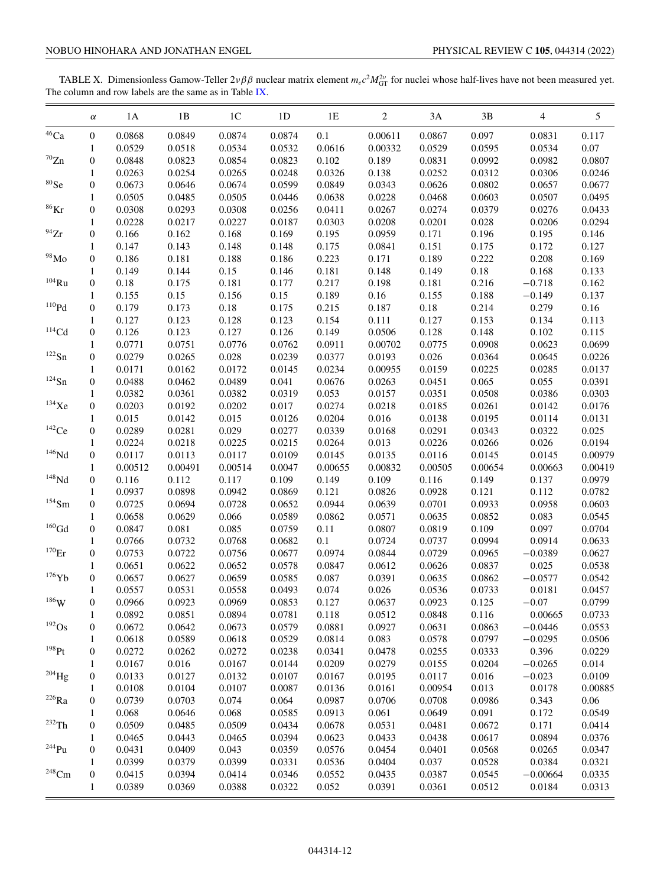TABLE X. Dimensionless Gamow-Teller $2\nu\beta\beta$ nuclear matrix element $m_e c^2 M^{2\nu}_{\rm GT}$ for nuclei whose half-lives have not been measured yet. The column and row labels are the same as in Table IX.

| | $\alpha$ | 1A | 1B | 1C | 1D | 1E | 2 | 3A | 3B | 4 | 5 |
|---|---|---|---|---|---|---|---|---|---|---|---|
| $^{46}$Ca | 0 | 0.0868 | 0.0849 | 0.0874 | 0.0874 | 0.1 | 0.00611 | 0.0867 | 0.097 | 0.0831 | 0.117 |
| | 1 | 0.0529 | 0.0518 | 0.0534 | 0.0532 | 0.0616 | 0.00332 | 0.0529 | 0.0595 | 0.0534 | 0.07 |
| $^{70}$Zn | 0 | 0.0848 | 0.0823 | 0.0854 | 0.0823 | 0.102 | 0.189 | 0.0831 | 0.0992 | 0.0982 | 0.0807 |
| | 1 | 0.0263 | 0.0254 | 0.0265 | 0.0248 | 0.0326 | 0.138 | 0.0252 | 0.0312 | 0.0306 | 0.0246 |
| $^{80}$Se | 0 | 0.0673 | 0.0646 | 0.0674 | 0.0599 | 0.0849 | 0.0343 | 0.0626 | 0.0802 | 0.0657 | 0.0677 |
| | 1 | 0.0505 | 0.0485 | 0.0505 | 0.0446 | 0.0638 | 0.0228 | 0.0468 | 0.0603 | 0.0507 | 0.0495 |
| $^{86}$Kr | 0 | 0.0308 | 0.0293 | 0.0308 | 0.0256 | 0.0411 | 0.0267 | 0.0274 | 0.0379 | 0.0276 | 0.0433 |
| | 1 | 0.0228 | 0.0217 | 0.0227 | 0.0187 | 0.0303 | 0.0208 | 0.0201 | 0.028 | 0.0206 | 0.0294 |
| $^{94}$Zr | 0 | 0.166 | 0.162 | 0.168 | 0.169 | 0.195 | 0.0959 | 0.171 | 0.196 | 0.195 | 0.146 |
| | 1 | 0.147 | 0.143 | 0.148 | 0.148 | 0.175 | 0.0841 | 0.151 | 0.175 | 0.172 | 0.127 |
| $^{98}$Mo | 0 | 0.186 | 0.181 | 0.188 | 0.186 | 0.223 | 0.171 | 0.189 | 0.222 | 0.208 | 0.169 |
| | 1 | 0.149 | 0.144 | 0.15 | 0.146 | 0.181 | 0.148 | 0.149 | 0.18 | 0.168 | 0.133 |
| $^{104}$Ru | 0 | 0.18 | 0.175 | 0.181 | 0.177 | 0.217 | 0.198 | 0.181 | 0.216 | −0.718 | 0.162 |
| | 1 | 0.155 | 0.15 | 0.156 | 0.15 | 0.189 | 0.16 | 0.155 | 0.188 | −0.149 | 0.137 |
| $^{110}$Pd | 0 | 0.179 | 0.173 | 0.18 | 0.175 | 0.215 | 0.187 | 0.18 | 0.214 | 0.279 | 0.16 |
| | 1 | 0.127 | 0.123 | 0.128 | 0.123 | 0.154 | 0.111 | 0.127 | 0.153 | 0.134 | 0.113 |
| $^{114}$Cd | 0 | 0.126 | 0.123 | 0.127 | 0.126 | 0.149 | 0.0506 | 0.128 | 0.148 | 0.102 | 0.115 |
| | 1 | 0.0771 | 0.0751 | 0.0776 | 0.0762 | 0.0911 | 0.00702 | 0.0775 | 0.0908 | 0.0623 | 0.0699 |
| $^{122}$Sn | 0 | 0.0279 | 0.0265 | 0.028 | 0.0239 | 0.0377 | 0.0193 | 0.026 | 0.0364 | 0.0645 | 0.0226 |
| | 1 | 0.0171 | 0.0162 | 0.0172 | 0.0145 | 0.0234 | 0.00955 | 0.0159 | 0.0225 | 0.0285 | 0.0137 |
| $^{124}$Sn | 0 | 0.0488 | 0.0462 | 0.0489 | 0.041 | 0.0676 | 0.0263 | 0.0451 | 0.065 | 0.055 | 0.0391 |
| | 1 | 0.0382 | 0.0361 | 0.0382 | 0.0319 | 0.053 | 0.0157 | 0.0351 | 0.0508 | 0.0386 | 0.0303 |
| $^{134}$Xe | 0 | 0.0203 | 0.0192 | 0.0202 | 0.017 | 0.0274 | 0.0218 | 0.0185 | 0.0261 | 0.0142 | 0.0176 |
| | 1 | 0.015 | 0.0142 | 0.015 | 0.0126 | 0.0204 | 0.016 | 0.0138 | 0.0195 | 0.0114 | 0.0131 |
| $^{142}$Ce | 0 | 0.0289 | 0.0281 | 0.029 | 0.0277 | 0.0339 | 0.0168 | 0.0291 | 0.0343 | 0.0322 | 0.025 |
| | 1 | 0.0224 | 0.0218 | 0.0225 | 0.0215 | 0.0264 | 0.013 | 0.0226 | 0.0266 | 0.026 | 0.0194 |
| $^{146}$Nd | 0 | 0.0117 | 0.0113 | 0.0117 | 0.0109 | 0.0145 | 0.0135 | 0.0116 | 0.0145 | 0.0145 | 0.00979 |
| | 1 | 0.00512 | 0.00491 | 0.00514 | 0.0047 | 0.00655 | 0.00832 | 0.00505 | 0.00654 | 0.00663 | 0.00419 |
| $^{148}$Nd | 0 | 0.116 | 0.112 | 0.117 | 0.109 | 0.149 | 0.109 | 0.116 | 0.149 | 0.137 | 0.0979 |
| | 1 | 0.0937 | 0.0898 | 0.0942 | 0.0869 | 0.121 | 0.0826 | 0.0928 | 0.121 | 0.112 | 0.0782 |
| $^{154}$Sm | 0 | 0.0725 | 0.0694 | 0.0728 | 0.0652 | 0.0944 | 0.0639 | 0.0701 | 0.0933 | 0.0958 | 0.0603 |
| | 1 | 0.0658 | 0.0629 | 0.066 | 0.0589 | 0.0862 | 0.0571 | 0.0635 | 0.0852 | 0.083 | 0.0545 |
| $^{160}$Gd | 0 | 0.0847 | 0.081 | 0.085 | 0.0759 | 0.11 | 0.0807 | 0.0819 | 0.109 | 0.097 | 0.0704 |
| | 1 | 0.0766 | 0.0732 | 0.0768 | 0.0682 | 0.1 | 0.0724 | 0.0737 | 0.0994 | 0.0914 | 0.0633 |
| $^{170}$Er | 0 | 0.0753 | 0.0722 | 0.0756 | 0.0677 | 0.0974 | 0.0844 | 0.0729 | 0.0965 | −0.0389 | 0.0627 |
| | 1 | 0.0651 | 0.0622 | 0.0652 | 0.0578 | 0.0847 | 0.0612 | 0.0626 | 0.0837 | 0.025 | 0.0538 |
| $^{176}$Yb | 0 | 0.0657 | 0.0627 | 0.0659 | 0.0585 | 0.087 | 0.0391 | 0.0635 | 0.0862 | −0.0577 | 0.0542 |
| | 1 | 0.0557 | 0.0531 | 0.0558 | 0.0493 | 0.074 | 0.026 | 0.0536 | 0.0733 | 0.0181 | 0.0457 |
| $^{186}$W | 0 | 0.0966 | 0.0923 | 0.0969 | 0.0853 | 0.127 | 0.0637 | 0.0923 | 0.125 | −0.07 | 0.0799 |
| | 1 | 0.0892 | 0.0851 | 0.0894 | 0.0781 | 0.118 | 0.0512 | 0.0848 | 0.116 | 0.00665 | 0.0733 |
| $^{192}$Os | 0 | 0.0672 | 0.0642 | 0.0673 | 0.0579 | 0.0881 | 0.0927 | 0.0631 | 0.0863 | −0.0446 | 0.0553 |
| | 1 | 0.0618 | 0.0589 | 0.0618 | 0.0529 | 0.0814 | 0.083 | 0.0578 | 0.0797 | −0.0295 | 0.0506 |
| $^{198}$Pt | 0 | 0.0272 | 0.0262 | 0.0272 | 0.0238 | 0.0341 | 0.0478 | 0.0255 | 0.0333 | 0.396 | 0.0229 |
| | 1 | 0.0167 | 0.016 | 0.0167 | 0.0144 | 0.0209 | 0.0279 | 0.0155 | 0.0204 | −0.0265 | 0.014 |
| $^{204}$Hg | 0 | 0.0133 | 0.0127 | 0.0132 | 0.0107 | 0.0167 | 0.0195 | 0.0117 | 0.016 | −0.023 | 0.0109 |
| | 1 | 0.0108 | 0.0104 | 0.0107 | 0.0087 | 0.0136 | 0.0161 | 0.00954 | 0.013 | 0.0178 | 0.00885 |
| $^{226}$Ra | 0 | 0.0739 | 0.0703 | 0.074 | 0.064 | 0.0987 | 0.0706 | 0.0708 | 0.0986 | 0.343 | 0.06 |
| | 1 | 0.068 | 0.0646 | 0.068 | 0.0585 | 0.0913 | 0.061 | 0.0649 | 0.091 | 0.172 | 0.0549 |
| $^{232}$Th | 0 | 0.0509 | 0.0485 | 0.0509 | 0.0434 | 0.0678 | 0.0531 | 0.0481 | 0.0672 | 0.171 | 0.0414 |
| | 1 | 0.0465 | 0.0443 | 0.0465 | 0.0394 | 0.0623 | 0.0433 | 0.0438 | 0.0617 | 0.0894 | 0.0376 |
| $^{244}$Pu | 0 | 0.0431 | 0.0409 | 0.043 | 0.0359 | 0.0576 | 0.0454 | 0.0401 | 0.0568 | 0.0265 | 0.0347 |
| | 1 | 0.0399 | 0.0379 | 0.0399 | 0.0331 | 0.0536 | 0.0404 | 0.037 | 0.0528 | 0.0384 | 0.0321 |
| $^{248}$Cm | 0 | 0.0415 | 0.0394 | 0.0414 | 0.0346 | 0.0552 | 0.0435 | 0.0387 | 0.0545 | −0.00664 | 0.0335 |
| | 1 | 0.0389 | 0.0369 | 0.0388 | 0.0322 | 0.052 | 0.0391 | 0.0361 | 0.0512 | 0.0184 | 0.0313 |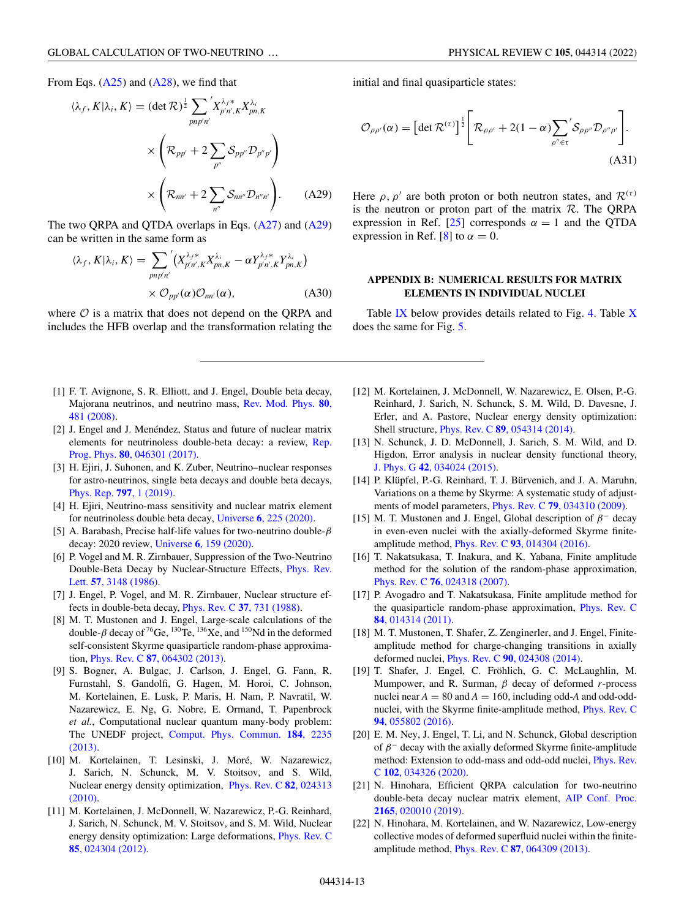From Eqs. (A25) and (A28), we find that

$$\langle \lambda_f, K | \lambda_i, K \rangle = (\det \mathcal{R})^{\frac{1}{2}} \sum_{pnp'n'}{}' X^{\lambda_f *}_{p'n',K} X^{\lambda_i}_{pn,K} \times \left( \mathcal{R}_{pp'} + 2 \sum_{p''} \mathcal{S}_{pp''} \mathcal{D}_{p''p'} \right) \times \left( \mathcal{R}_{nn'} + 2 \sum_{n''} \mathcal{S}_{nn''} \mathcal{D}_{n''n'} \right). \tag{A29}$$

The two QRPA and QTDA overlaps in Eqs. (A27) and (A29) can be written in the same form as

$$\langle \lambda_f, K | \lambda_i, K \rangle = \sum_{pnp'n'}{}' \left( X^{\lambda_f *}_{p'n',K} X^{\lambda_i}_{pn,K} - \alpha Y^{\lambda_f *}_{p'n',K} Y^{\lambda_i}_{pn,K} \right) \times \mathcal{O}_{pp'}(\alpha) \mathcal{O}_{nn'}(\alpha), \tag{A30}$$

where $\mathcal{O}$ is a matrix that does not depend on the QRPA and includes the HFB overlap and the transformation relating the initial and final quasiparticle states:

$$\mathcal{O}_{\rho\rho'}(\alpha) = \left[ \det \mathcal{R}^{(\tau)} \right]^{\frac{1}{2}} \left[ \mathcal{R}_{\rho\rho'} + 2(1-\alpha) \sum_{\rho'' \in \tau}{}' \mathcal{S}_{\rho\rho''} \mathcal{D}_{\rho''\rho'} \right]. \tag{A31}$$

Here $\rho$, $\rho'$ are both proton or both neutron states, and $\mathcal{R}^{(\tau)}$ is the neutron or proton part of the matrix $\mathcal{R}$. The QRPA expression in Ref. [25] corresponds $\alpha = 1$ and the QTDA expression in Ref. [8] to $\alpha = 0$.

## APPENDIX B: NUMERICAL RESULTS FOR MATRIX ELEMENTS IN INDIVIDUAL NUCLEI

Table IX below provides details related to Fig. 4. Table X does the same for Fig. 5.

---

[1] F. T. Avignone, S. R. Elliott, and J. Engel, Double beta decay, Majorana neutrinos, and neutrino mass, Rev. Mod. Phys. **80**, 481 (2008).

[2] J. Engel and J. Menéndez, Status and future of nuclear matrix elements for neutrinoless double-beta decay: a review, Rep. Prog. Phys. **80**, 046301 (2017).

[3] H. Ejiri, J. Suhonen, and K. Zuber, Neutrino–nuclear responses for astro-neutrinos, single beta decays and double beta decays, Phys. Rep. **797**, 1 (2019).

[4] H. Ejiri, Neutrino-mass sensitivity and nuclear matrix element for neutrinoless double beta decay, Universe **6**, 225 (2020).

[5] A. Barabash, Precise half-life values for two-neutrino double-$\beta$ decay: 2020 review, Universe **6**, 159 (2020).

[6] P. Vogel and M. R. Zirnbauer, Suppression of the Two-Neutrino Double-Beta Decay by Nuclear-Structure Effects, Phys. Rev. Lett. **57**, 3148 (1986).

[7] J. Engel, P. Vogel, and M. R. Zirnbauer, Nuclear structure effects in double-beta decay, Phys. Rev. C **37**, 731 (1988).

[8] M. T. Mustonen and J. Engel, Large-scale calculations of the double-$\beta$ decay of $^{76}$Ge, $^{130}$Te, $^{136}$Xe, and $^{150}$Nd in the deformed self-consistent Skyrme quasiparticle random-phase approximation, Phys. Rev. C **87**, 064302 (2013).

[9] S. Bogner, A. Bulgac, J. Carlson, J. Engel, G. Fann, R. Furnstahl, S. Gandolfi, G. Hagen, M. Horoi, C. Johnson, M. Kortelainen, E. Lusk, P. Maris, H. Nam, P. Navratil, W. Nazarewicz, E. Ng, G. Nobre, E. Ormand, T. Papenbrock *et al.*, Computational nuclear quantum many-body problem: The UNEDF project, Comput. Phys. Commun. **184**, 2235 (2013).

[10] M. Kortelainen, T. Lesinski, J. Moré, W. Nazarewicz, J. Sarich, N. Schunck, M. V. Stoitsov, and S. Wild, Nuclear energy density optimization, Phys. Rev. C **82**, 024313 (2010).

[11] M. Kortelainen, J. McDonnell, W. Nazarewicz, P.-G. Reinhard, J. Sarich, N. Schunck, M. V. Stoitsov, and S. M. Wild, Nuclear energy density optimization: Large deformations, Phys. Rev. C **85**, 024304 (2012).

[12] M. Kortelainen, J. McDonnell, W. Nazarewicz, E. Olsen, P.-G. Reinhard, J. Sarich, N. Schunck, S. M. Wild, D. Davesne, J. Erler, and A. Pastore, Nuclear energy density optimization: Shell structure, Phys. Rev. C **89**, 054314 (2014).

[13] N. Schunck, J. D. McDonnell, J. Sarich, S. M. Wild, and D. Higdon, Error analysis in nuclear density functional theory, J. Phys. G **42**, 034024 (2015).

[14] P. Klüpfel, P.-G. Reinhard, T. J. Bürvenich, and J. A. Maruhn, Variations on a theme by Skyrme: A systematic study of adjustments of model parameters, Phys. Rev. C **79**, 034310 (2009).

[15] M. T. Mustonen and J. Engel, Global description of $\beta^-$ decay in even-even nuclei with the axially-deformed Skyrme finite-amplitude method, Phys. Rev. C **93**, 014304 (2016).

[16] T. Nakatsukasa, T. Inakura, and K. Yabana, Finite amplitude method for the solution of the random-phase approximation, Phys. Rev. C **76**, 024318 (2007).

[17] P. Avogadro and T. Nakatsukasa, Finite amplitude method for the quasiparticle random-phase approximation, Phys. Rev. C **84**, 014314 (2011).

[18] M. T. Mustonen, T. Shafer, Z. Zenginerler, and J. Engel, Finite-amplitude method for charge-changing transitions in axially deformed nuclei, Phys. Rev. C **90**, 024308 (2014).

[19] T. Shafer, J. Engel, C. Fröhlich, G. C. McLaughlin, M. Mumpower, and R. Surman, $\beta$ decay of deformed $r$-process nuclei near $A = 80$ and $A = 160$, including odd-$A$ and odd-odd nuclei, with the Skyrme finite-amplitude method, Phys. Rev. C **94**, 055802 (2016).

[20] E. M. Ney, J. Engel, T. Li, and N. Schunck, Global description of $\beta^-$ decay with the axially deformed Skyrme finite-amplitude method: Extension to odd-mass and odd-odd nuclei, Phys. Rev. C **102**, 034326 (2020).

[21] N. Hinohara, Efficient QRPA calculation for two-neutrino double-beta decay nuclear matrix element, AIP Conf. Proc. **2165**, 020010 (2019).

[22] N. Hinohara, M. Kortelainen, and W. Nazarewicz, Low-energy collective modes of deformed superfluid nuclei within the finite-amplitude method, Phys. Rev. C **87**, 064309 (2013).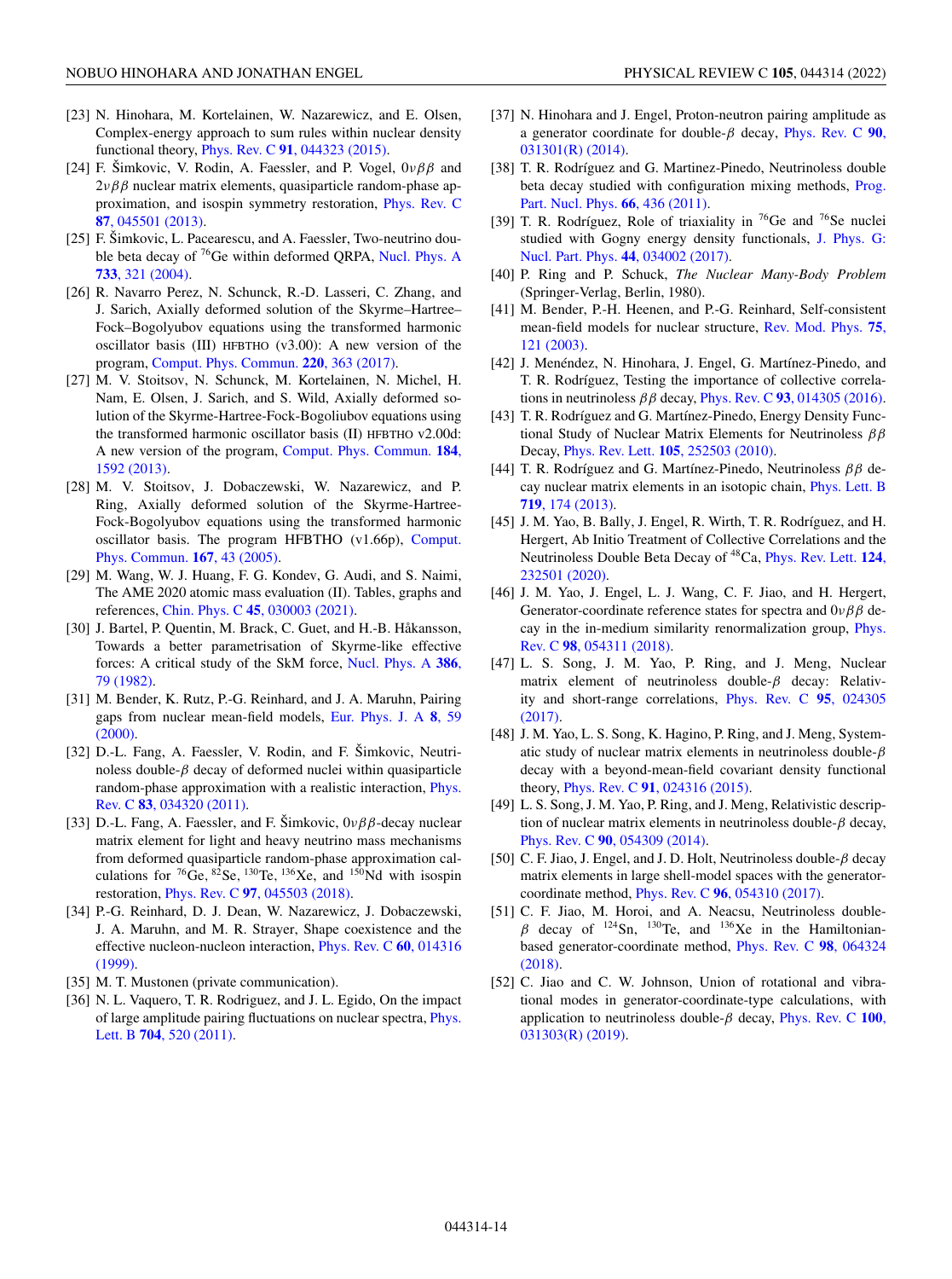[23] N. Hinohara, M. Kortelainen, W. Nazarewicz, and E. Olsen, Complex-energy approach to sum rules within nuclear density functional theory, Phys. Rev. C **91**, 044323 (2015).

[24] F. Šimkovic, V. Rodin, A. Faessler, and P. Vogel, $0\nu\beta\beta$ and $2\nu\beta\beta$ nuclear matrix elements, quasiparticle random-phase approximation, and isospin symmetry restoration, Phys. Rev. C **87**, 045501 (2013).

[25] F. Šimkovic, L. Pacearescu, and A. Faessler, Two-neutrino double beta decay of $^{76}$Ge within deformed QRPA, Nucl. Phys. A **733**, 321 (2004).

[26] R. Navarro Perez, N. Schunck, R.-D. Lasseri, C. Zhang, and J. Sarich, Axially deformed solution of the Skyrme–Hartree–Fock–Bogolyubov equations using the transformed harmonic oscillator basis (III) HFBTHO (v3.00): A new version of the program, Comput. Phys. Commun. **220**, 363 (2017).

[27] M. V. Stoitsov, N. Schunck, M. Kortelainen, N. Michel, H. Nam, E. Olsen, J. Sarich, and S. Wild, Axially deformed solution of the Skyrme-Hartree-Fock-Bogoliubov equations using the transformed harmonic oscillator basis (II) HFBTHO v2.00d: A new version of the program, Comput. Phys. Commun. **184**, 1592 (2013).

[28] M. V. Stoitsov, J. Dobaczewski, W. Nazarewicz, and P. Ring, Axially deformed solution of the Skyrme-Hartree-Fock-Bogolyubov equations using the transformed harmonic oscillator basis. The program HFBTHO (v1.66p), Comput. Phys. Commun. **167**, 43 (2005).

[29] M. Wang, W. J. Huang, F. G. Kondev, G. Audi, and S. Naimi, The AME 2020 atomic mass evaluation (II). Tables, graphs and references, Chin. Phys. C **45**, 030003 (2021).

[30] J. Bartel, P. Quentin, M. Brack, C. Guet, and H.-B. Håkansson, Towards a better parametrisation of Skyrme-like effective forces: A critical study of the SkM force, Nucl. Phys. A **386**, 79 (1982).

[31] M. Bender, K. Rutz, P.-G. Reinhard, and J. A. Maruhn, Pairing gaps from nuclear mean-field models, Eur. Phys. J. A **8**, 59 (2000).

[32] D.-L. Fang, A. Faessler, V. Rodin, and F. Šimkovic, Neutrinoless double-$\beta$ decay of deformed nuclei within quasiparticle random-phase approximation with a realistic interaction, Phys. Rev. C **83**, 034320 (2011).

[33] D.-L. Fang, A. Faessler, and F. Šimkovic, $0\nu\beta\beta$-decay nuclear matrix element for light and heavy neutrino mass mechanisms from deformed quasiparticle random-phase approximation calculations for $^{76}$Ge, $^{82}$Se, $^{130}$Te, $^{136}$Xe, and $^{150}$Nd with isospin restoration, Phys. Rev. C **97**, 045503 (2018).

[34] P.-G. Reinhard, D. J. Dean, W. Nazarewicz, J. Dobaczewski, J. A. Maruhn, and M. R. Strayer, Shape coexistence and the effective nucleon-nucleon interaction, Phys. Rev. C **60**, 014316 (1999).

[35] M. T. Mustonen (private communication).

[36] N. L. Vaquero, T. R. Rodriguez, and J. L. Egido, On the impact of large amplitude pairing fluctuations on nuclear spectra, Phys. Lett. B **704**, 520 (2011).

[37] N. Hinohara and J. Engel, Proton-neutron pairing amplitude as a generator coordinate for double-$\beta$ decay, Phys. Rev. C **90**, 031301(R) (2014).

[38] T. R. Rodríguez and G. Martinez-Pinedo, Neutrinoless double beta decay studied with configuration mixing methods, Prog. Part. Nucl. Phys. **66**, 436 (2011).

[39] T. R. Rodríguez, Role of triaxiality in $^{76}$Ge and $^{76}$Se nuclei studied with Gogny energy density functionals, J. Phys. G: Nucl. Part. Phys. **44**, 034002 (2017).

[40] P. Ring and P. Schuck, *The Nuclear Many-Body Problem* (Springer-Verlag, Berlin, 1980).

[41] M. Bender, P.-H. Heenen, and P.-G. Reinhard, Self-consistent mean-field models for nuclear structure, Rev. Mod. Phys. **75**, 121 (2003).

[42] J. Menéndez, N. Hinohara, J. Engel, G. Martínez-Pinedo, and T. R. Rodríguez, Testing the importance of collective correlations in neutrinoless $\beta\beta$ decay, Phys. Rev. C **93**, 014305 (2016).

[43] T. R. Rodríguez and G. Martínez-Pinedo, Energy Density Functional Study of Nuclear Matrix Elements for Neutrinoless $\beta\beta$ Decay, Phys. Rev. Lett. **105**, 252503 (2010).

[44] T. R. Rodríguez and G. Martínez-Pinedo, Neutrinoless $\beta\beta$ decay nuclear matrix elements in an isotopic chain, Phys. Lett. B **719**, 174 (2013).

[45] J. M. Yao, B. Bally, J. Engel, R. Wirth, T. R. Rodríguez, and H. Hergert, Ab Initio Treatment of Collective Correlations and the Neutrinoless Double Beta Decay of $^{48}$Ca, Phys. Rev. Lett. **124**, 232501 (2020).

[46] J. M. Yao, J. Engel, L. J. Wang, C. F. Jiao, and H. Hergert, Generator-coordinate reference states for spectra and $0\nu\beta\beta$ decay in the in-medium similarity renormalization group, Phys. Rev. C **98**, 054311 (2018).

[47] L. S. Song, J. M. Yao, P. Ring, and J. Meng, Nuclear matrix element of neutrinoless double-$\beta$ decay: Relativity and short-range correlations, Phys. Rev. C **95**, 024305 (2017).

[48] J. M. Yao, L. S. Song, K. Hagino, P. Ring, and J. Meng, Systematic study of nuclear matrix elements in neutrinoless double-$\beta$ decay with a beyond-mean-field covariant density functional theory, Phys. Rev. C **91**, 024316 (2015).

[49] L. S. Song, J. M. Yao, P. Ring, and J. Meng, Relativistic description of nuclear matrix elements in neutrinoless double-$\beta$ decay, Phys. Rev. C **90**, 054309 (2014).

[50] C. F. Jiao, J. Engel, and J. D. Holt, Neutrinoless double-$\beta$ decay matrix elements in large shell-model spaces with the generator-coordinate method, Phys. Rev. C **96**, 054310 (2017).

[51] C. F. Jiao, M. Horoi, and A. Neacsu, Neutrinoless double-$\beta$ decay of $^{124}$Sn, $^{130}$Te, and $^{136}$Xe in the Hamiltonian-based generator-coordinate method, Phys. Rev. C **98**, 064324 (2018).

[52] C. Jiao and C. W. Johnson, Union of rotational and vibrational modes in generator-coordinate-type calculations, with application to neutrinoless double-$\beta$ decay, Phys. Rev. C **100**, 031303(R) (2019).